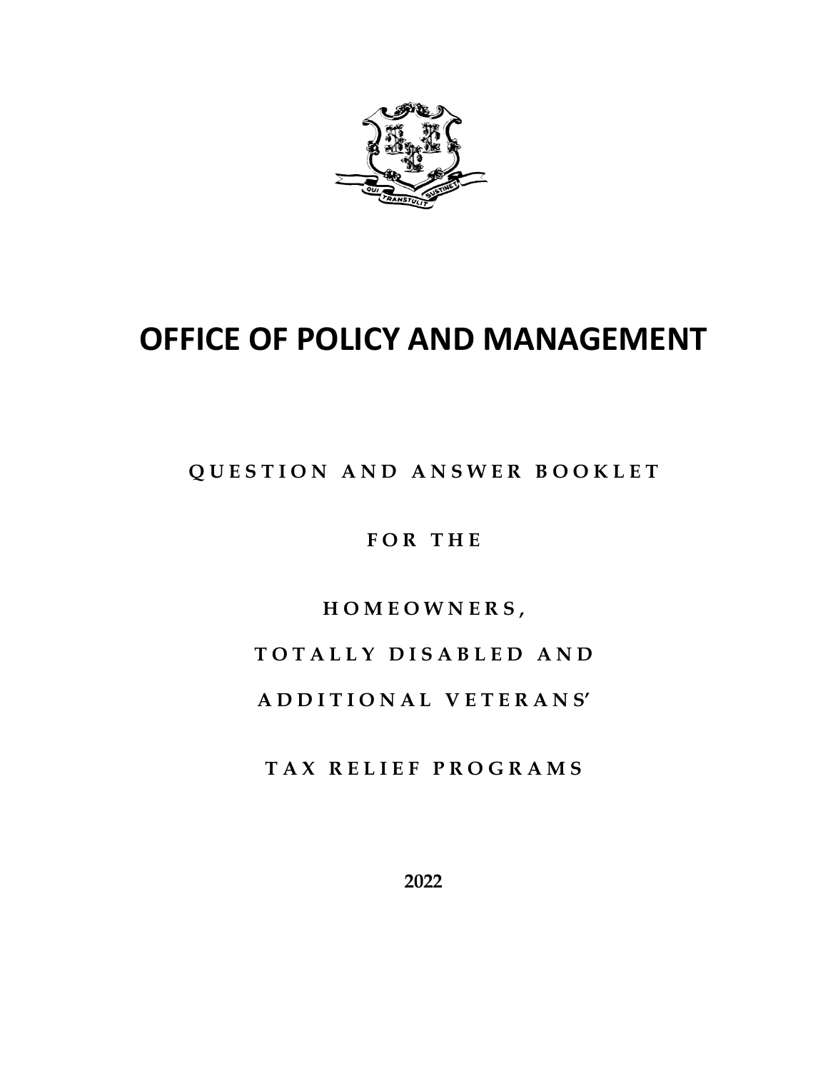# OFFICE OF POLICY AND MANAGEMENT

## QUESTION AND ANSWER BOOKLET

## FOR THE

## HOMEOWNERS,

## TOTALLY DISABLED AND

## ADDITIONAL VETERANS'

## TAX RELIEF PROGRAMS

**2022**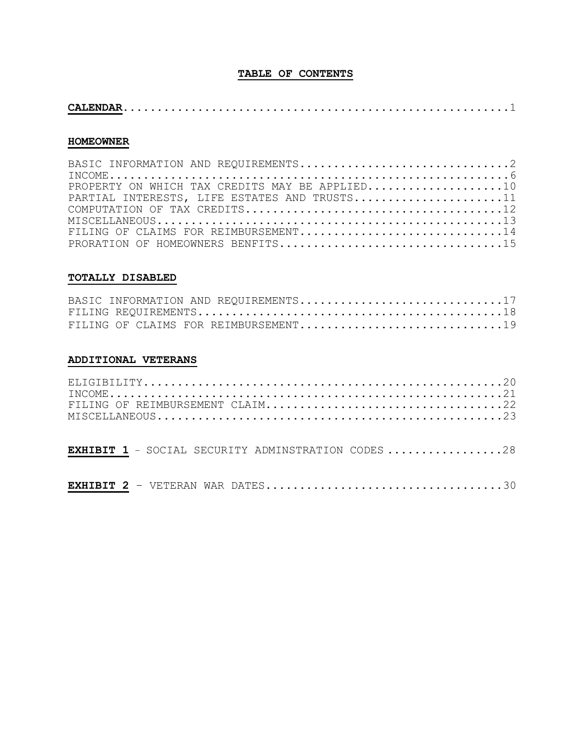# TABLE OF CONTENTS

**CALENDAR**........................................................1

## HOMEOWNER

BASIC INFORMATION AND REQUIREMENTS...............................2
INCOME...........................................................6
PROPERTY ON WHICH TAX CREDITS MAY BE APPLIED....................10
PARTIAL INTERESTS, LIFE ESTATES AND TRUSTS......................11
COMPUTATION OF TAX CREDITS......................................12
MISCELLANEOUS...................................................13
FILING OF CLAIMS FOR REIMBURSEMENT..............................14
PRORATION OF HOMEOWNERS BENFITS.................................15

## TOTALLY DISABLED

BASIC INFORMATION AND REQUIREMENTS..............................17
FILING REQUIREMENTS.............................................18
FILING OF CLAIMS FOR REIMBURSEMENT..............................19

## ADDITIONAL VETERANS

ELIGIBILITY.....................................................20
INCOME..........................................................21
FILING OF REIMBURSEMENT CLAIM...................................22
MISCELLANEOUS...................................................23

**EXHIBIT 1** - SOCIAL SECURITY ADMINSTRATION CODES .................28

**EXHIBIT 2** – VETERAN WAR DATES...................................30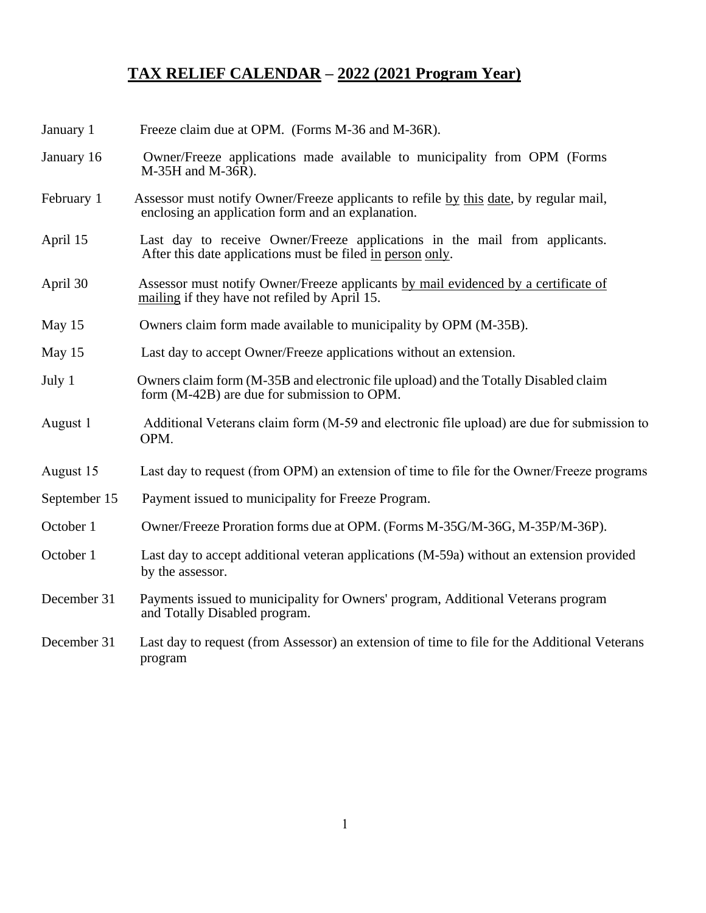# TAX RELIEF CALENDAR – 2022 (2021 Program Year)

| | |
|---|---|
| January 1 | Freeze claim due at OPM. (Forms M-36 and M-36R). |
| January 16 | Owner/Freeze applications made available to municipality from OPM (Forms M-35H and M-36R). |
| February 1 | Assessor must notify Owner/Freeze applicants to refile by this date, by regular mail, enclosing an application form and an explanation. |
| April 15 | Last day to receive Owner/Freeze applications in the mail from applicants. After this date applications must be filed in person only. |
| April 30 | Assessor must notify Owner/Freeze applicants by mail evidenced by a certificate of mailing if they have not refiled by April 15. |
| May 15 | Owners claim form made available to municipality by OPM (M-35B). |
| May 15 | Last day to accept Owner/Freeze applications without an extension. |
| July 1 | Owners claim form (M-35B and electronic file upload) and the Totally Disabled claim form (M-42B) are due for submission to OPM. |
| August 1 | Additional Veterans claim form (M-59 and electronic file upload) are due for submission to OPM. |
| August 15 | Last day to request (from OPM) an extension of time to file for the Owner/Freeze programs |
| September 15 | Payment issued to municipality for Freeze Program. |
| October 1 | Owner/Freeze Proration forms due at OPM. (Forms M-35G/M-36G, M-35P/M-36P). |
| October 1 | Last day to accept additional veteran applications (M-59a) without an extension provided by the assessor. |
| December 31 | Payments issued to municipality for Owners' program, Additional Veterans program and Totally Disabled program. |
| December 31 | Last day to request (from Assessor) an extension of time to file for the Additional Veterans program |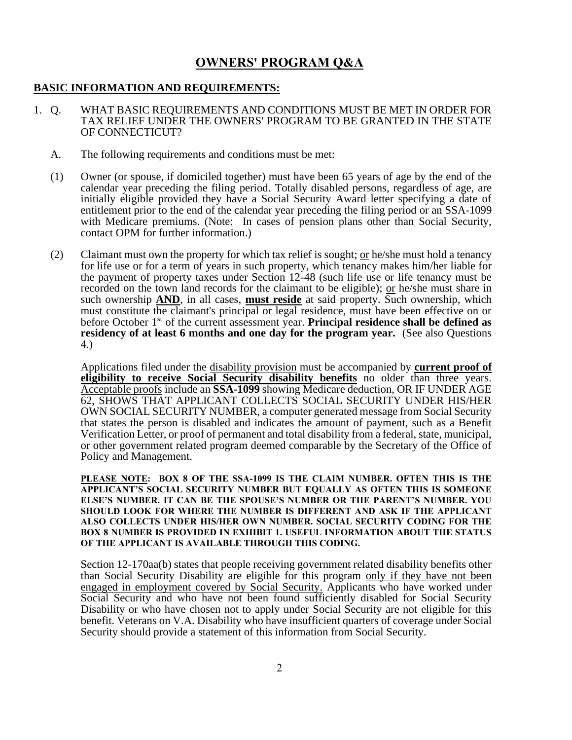# OWNERS' PROGRAM Q&A

## BASIC INFORMATION AND REQUIREMENTS:

1. Q. WHAT BASIC REQUIREMENTS AND CONDITIONS MUST BE MET IN ORDER FOR TAX RELIEF UNDER THE OWNERS' PROGRAM TO BE GRANTED IN THE STATE OF CONNECTICUT?

   A. The following requirements and conditions must be met:

   (1) Owner (or spouse, if domiciled together) must have been 65 years of age by the end of the calendar year preceding the filing period. Totally disabled persons, regardless of age, are initially eligible provided they have a Social Security Award letter specifying a date of entitlement prior to the end of the calendar year preceding the filing period or an SSA-1099 with Medicare premiums. (Note: In cases of pension plans other than Social Security, contact OPM for further information.)

   (2) Claimant must own the property for which tax relief is sought; or he/she must hold a tenancy for life use or for a term of years in such property, which tenancy makes him/her liable for the payment of property taxes under Section 12-48 (such life use or life tenancy must be recorded on the town land records for the claimant to be eligible); or he/she must share in such ownership **AND**, in all cases, **must reside** at said property. Such ownership, which must constitute the claimant's principal or legal residence, must have been effective on or before October 1st of the current assessment year. **Principal residence shall be defined as residency of at least 6 months and one day for the program year.** (See also Questions 4.)

   Applications filed under the disability provision must be accompanied by **current proof of eligibility to receive Social Security disability benefits** no older than three years. Acceptable proofs include an **SSA-1099** showing Medicare deduction, OR IF UNDER AGE 62, SHOWS THAT APPLICANT COLLECTS SOCIAL SECURITY UNDER HIS/HER OWN SOCIAL SECURITY NUMBER, a computer generated message from Social Security that states the person is disabled and indicates the amount of payment, such as a Benefit Verification Letter, or proof of permanent and total disability from a federal, state, municipal, or other government related program deemed comparable by the Secretary of the Office of Policy and Management.

   **PLEASE NOTE: BOX 8 OF THE SSA-1099 IS THE CLAIM NUMBER. OFTEN THIS IS THE APPLICANT'S SOCIAL SECURITY NUMBER BUT EQUALLY AS OFTEN THIS IS SOMEONE ELSE'S NUMBER. IT CAN BE THE SPOUSE'S NUMBER OR THE PARENT'S NUMBER. YOU SHOULD LOOK FOR WHERE THE NUMBER IS DIFFERENT AND ASK IF THE APPLICANT ALSO COLLECTS UNDER HIS/HER OWN NUMBER. SOCIAL SECURITY CODING FOR THE BOX 8 NUMBER IS PROVIDED IN EXHIBIT 1. USEFUL INFORMATION ABOUT THE STATUS OF THE APPLICANT IS AVAILABLE THROUGH THIS CODING.**

   Section 12-170aa(b) states that people receiving government related disability benefits other than Social Security Disability are eligible for this program only if they have not been engaged in employment covered by Social Security. Applicants who have worked under Social Security and who have not been found sufficiently disabled for Social Security Disability or who have chosen not to apply under Social Security are not eligible for this benefit. Veterans on V.A. Disability who have insufficient quarters of coverage under Social Security should provide a statement of this information from Social Security.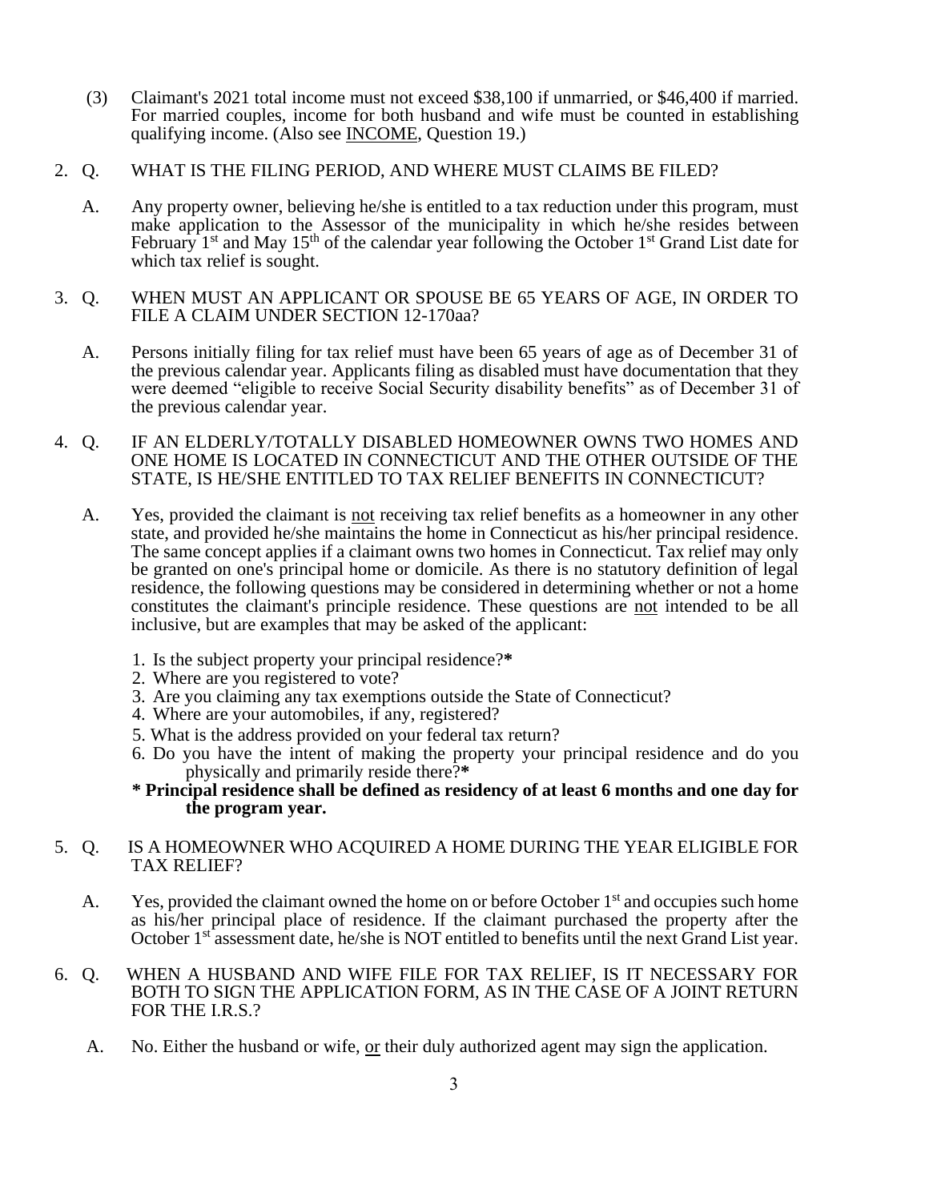(3) Claimant's 2021 total income must not exceed $38,100 if unmarried, or $46,400 if married. For married couples, income for both husband and wife must be counted in establishing qualifying income. (Also see <u>INCOME</u>, Question 19.)

2. Q. WHAT IS THE FILING PERIOD, AND WHERE MUST CLAIMS BE FILED?

   A. Any property owner, believing he/she is entitled to a tax reduction under this program, must make application to the Assessor of the municipality in which he/she resides between February 1st and May 15th of the calendar year following the October 1st Grand List date for which tax relief is sought.

3. Q. WHEN MUST AN APPLICANT OR SPOUSE BE 65 YEARS OF AGE, IN ORDER TO FILE A CLAIM UNDER SECTION 12-170aa?

   A. Persons initially filing for tax relief must have been 65 years of age as of December 31 of the previous calendar year. Applicants filing as disabled must have documentation that they were deemed "eligible to receive Social Security disability benefits" as of December 31 of the previous calendar year.

4. Q. IF AN ELDERLY/TOTALLY DISABLED HOMEOWNER OWNS TWO HOMES AND ONE HOME IS LOCATED IN CONNECTICUT AND THE OTHER OUTSIDE OF THE STATE, IS HE/SHE ENTITLED TO TAX RELIEF BENEFITS IN CONNECTICUT?

   A. Yes, provided the claimant is <u>not</u> receiving tax relief benefits as a homeowner in any other state, and provided he/she maintains the home in Connecticut as his/her principal residence. The same concept applies if a claimant owns two homes in Connecticut. Tax relief may only be granted on one's principal home or domicile. As there is no statutory definition of legal residence, the following questions may be considered in determining whether or not a home constitutes the claimant's principle residence. These questions are <u>not</u> intended to be all inclusive, but are examples that may be asked of the applicant:

   1. Is the subject property your principal residence?**\***
   2. Where are you registered to vote?
   3. Are you claiming any tax exemptions outside the State of Connecticut?
   4. Where are your automobiles, if any, registered?
   5. What is the address provided on your federal tax return?
   6. Do you have the intent of making the property your principal residence and do you physically and primarily reside there?**\***

   **\* Principal residence shall be defined as residency of at least 6 months and one day for the program year.**

5. Q. IS A HOMEOWNER WHO ACQUIRED A HOME DURING THE YEAR ELIGIBLE FOR TAX RELIEF?

   A. Yes, provided the claimant owned the home on or before October 1st and occupies such home as his/her principal place of residence. If the claimant purchased the property after the October 1st assessment date, he/she is NOT entitled to benefits until the next Grand List year.

6. Q. WHEN A HUSBAND AND WIFE FILE FOR TAX RELIEF, IS IT NECESSARY FOR BOTH TO SIGN THE APPLICATION FORM, AS IN THE CASE OF A JOINT RETURN FOR THE I.R.S.?

   A. No. Either the husband or wife, <u>or</u> their duly authorized agent may sign the application.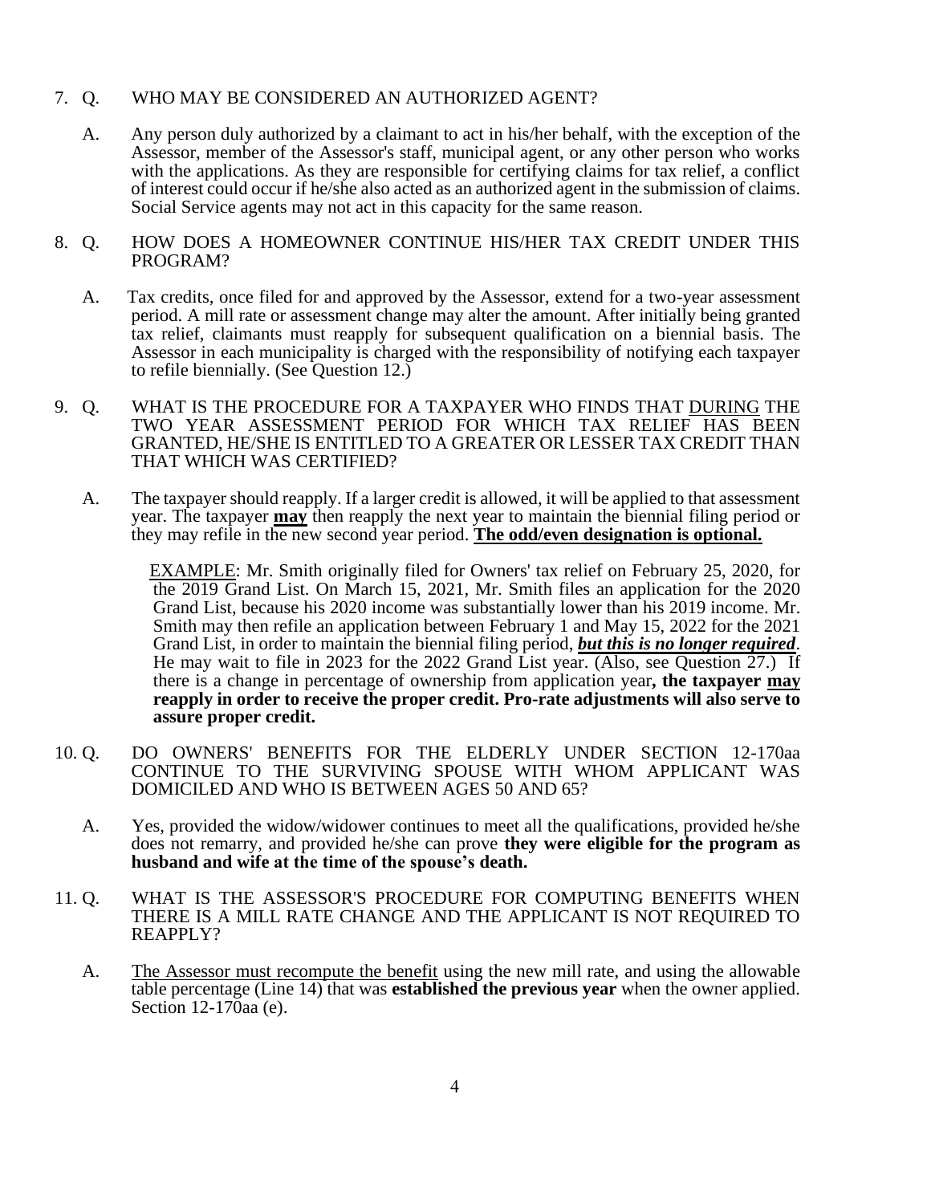7. Q. WHO MAY BE CONSIDERED AN AUTHORIZED AGENT?

   A. Any person duly authorized by a claimant to act in his/her behalf, with the exception of the Assessor, member of the Assessor's staff, municipal agent, or any other person who works with the applications. As they are responsible for certifying claims for tax relief, a conflict of interest could occur if he/she also acted as an authorized agent in the submission of claims. Social Service agents may not act in this capacity for the same reason.

8. Q. HOW DOES A HOMEOWNER CONTINUE HIS/HER TAX CREDIT UNDER THIS PROGRAM?

   A. Tax credits, once filed for and approved by the Assessor, extend for a two-year assessment period. A mill rate or assessment change may alter the amount. After initially being granted tax relief, claimants must reapply for subsequent qualification on a biennial basis. The Assessor in each municipality is charged with the responsibility of notifying each taxpayer to refile biennially. (See Question 12.)

9. Q. WHAT IS THE PROCEDURE FOR A TAXPAYER WHO FINDS THAT <u>DURING</u> THE TWO YEAR ASSESSMENT PERIOD FOR WHICH TAX RELIEF HAS BEEN GRANTED, HE/SHE IS ENTITLED TO A GREATER OR LESSER TAX CREDIT THAN THAT WHICH WAS CERTIFIED?

   A. The taxpayer should reapply. If a larger credit is allowed, it will be applied to that assessment year. The taxpayer <u>**may**</u> then reapply the next year to maintain the biennial filing period or they may refile in the new second year period. <u>**The odd/even designation is optional.**</u>

      <u>EXAMPLE</u>: Mr. Smith originally filed for Owners' tax relief on February 25, 2020, for the 2019 Grand List. On March 15, 2021, Mr. Smith files an application for the 2020 Grand List, because his 2020 income was substantially lower than his 2019 income. Mr. Smith may then refile an application between February 1 and May 15, 2022 for the 2021 Grand List, in order to maintain the biennial filing period, <u>***but this is no longer required***</u>. He may wait to file in 2023 for the 2022 Grand List year. (Also, see Question 27.) If there is a change in percentage of ownership from application year**, the taxpayer <u>may</u> reapply in order to receive the proper credit. Pro-rate adjustments will also serve to assure proper credit.**

10. Q. DO OWNERS' BENEFITS FOR THE ELDERLY UNDER SECTION 12-170aa CONTINUE TO THE SURVIVING SPOUSE WITH WHOM APPLICANT WAS DOMICILED AND WHO IS BETWEEN AGES 50 AND 65?

    A. Yes, provided the widow/widower continues to meet all the qualifications, provided he/she does not remarry, and provided he/she can prove **they were eligible for the program as husband and wife at the time of the spouse's death.**

11. Q. WHAT IS THE ASSESSOR'S PROCEDURE FOR COMPUTING BENEFITS WHEN THERE IS A MILL RATE CHANGE AND THE APPLICANT IS NOT REQUIRED TO REAPPLY?

    A. <u>The Assessor must recompute the benefit</u> using the new mill rate, and using the allowable table percentage (Line 14) that was **established the previous year** when the owner applied. Section 12-170aa (e).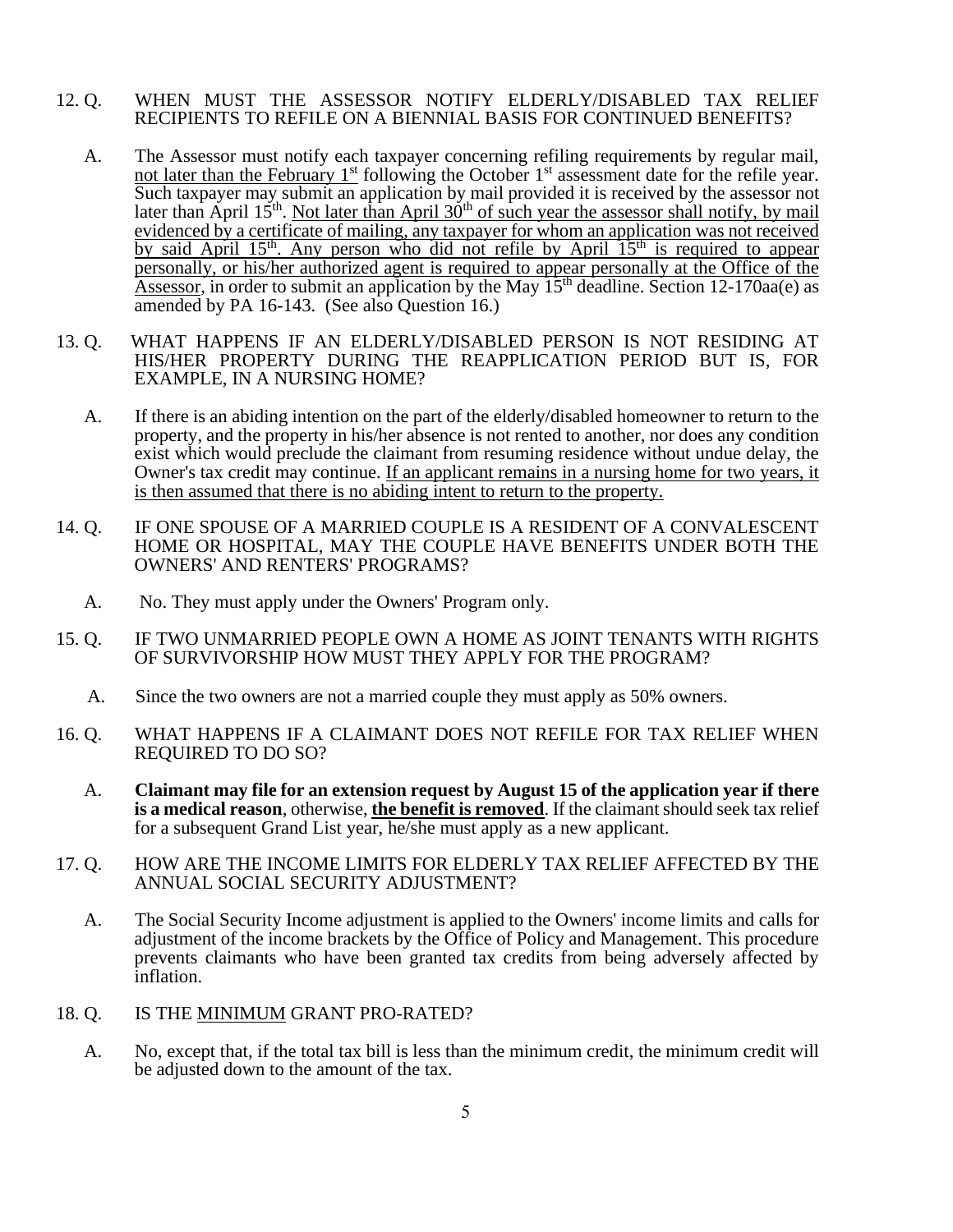12\. Q. WHEN MUST THE ASSESSOR NOTIFY ELDERLY/DISABLED TAX RELIEF RECIPIENTS TO REFILE ON A BIENNIAL BASIS FOR CONTINUED BENEFITS?

A. The Assessor must notify each taxpayer concerning refiling requirements by regular mail, <u>not later than the February 1st</u> following the October 1st assessment date for the refile year. Such taxpayer may submit an application by mail provided it is received by the assessor not later than April 15th. <u>Not later than April 30th of such year the assessor shall notify, by mail evidenced by a certificate of mailing, any taxpayer for whom an application was not received by said April 15th. Any person who did not refile by April 15th is required to appear personally, or his/her authorized agent is required to appear personally at the Office of the Assessor</u>, in order to submit an application by the May 15th deadline. Section 12-170aa(e) as amended by PA 16-143. (See also Question 16.)

13\. Q. WHAT HAPPENS IF AN ELDERLY/DISABLED PERSON IS NOT RESIDING AT HIS/HER PROPERTY DURING THE REAPPLICATION PERIOD BUT IS, FOR EXAMPLE, IN A NURSING HOME?

A. If there is an abiding intention on the part of the elderly/disabled homeowner to return to the property, and the property in his/her absence is not rented to another, nor does any condition exist which would preclude the claimant from resuming residence without undue delay, the Owner's tax credit may continue. <u>If an applicant remains in a nursing home for two years, it is then assumed that there is no abiding intent to return to the property.</u>

14\. Q. IF ONE SPOUSE OF A MARRIED COUPLE IS A RESIDENT OF A CONVALESCENT HOME OR HOSPITAL, MAY THE COUPLE HAVE BENEFITS UNDER BOTH THE OWNERS' AND RENTERS' PROGRAMS?

A. No. They must apply under the Owners' Program only.

15\. Q. IF TWO UNMARRIED PEOPLE OWN A HOME AS JOINT TENANTS WITH RIGHTS OF SURVIVORSHIP HOW MUST THEY APPLY FOR THE PROGRAM?

A. Since the two owners are not a married couple they must apply as 50% owners.

16\. Q. WHAT HAPPENS IF A CLAIMANT DOES NOT REFILE FOR TAX RELIEF WHEN REQUIRED TO DO SO?

A. **Claimant may file for an extension request by August 15 of the application year if there is a medical reason**, otherwise, <u>**the benefit is removed**</u>. If the claimant should seek tax relief for a subsequent Grand List year, he/she must apply as a new applicant.

17\. Q. HOW ARE THE INCOME LIMITS FOR ELDERLY TAX RELIEF AFFECTED BY THE ANNUAL SOCIAL SECURITY ADJUSTMENT?

A. The Social Security Income adjustment is applied to the Owners' income limits and calls for adjustment of the income brackets by the Office of Policy and Management. This procedure prevents claimants who have been granted tax credits from being adversely affected by inflation.

18\. Q. IS THE <u>MINIMUM</u> GRANT PRO-RATED?

A. No, except that, if the total tax bill is less than the minimum credit, the minimum credit will be adjusted down to the amount of the tax.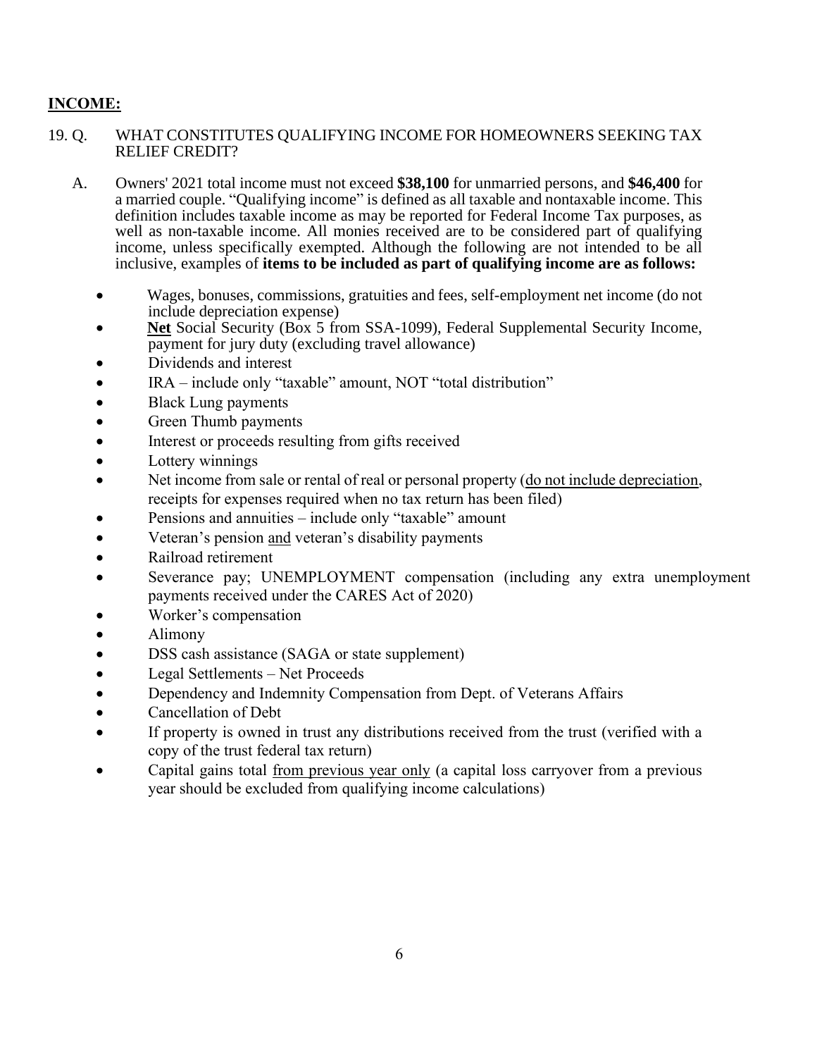## INCOME:

19. Q. WHAT CONSTITUTES QUALIFYING INCOME FOR HOMEOWNERS SEEKING TAX RELIEF CREDIT?

A. Owners' 2021 total income must not exceed **$38,100** for unmarried persons, and **$46,400** for a married couple. "Qualifying income" is defined as all taxable and nontaxable income. This definition includes taxable income as may be reported for Federal Income Tax purposes, as well as non-taxable income. All monies received are to be considered part of qualifying income, unless specifically exempted. Although the following are not intended to be all inclusive, examples of **items to be included as part of qualifying income are as follows:**

- Wages, bonuses, commissions, gratuities and fees, self-employment net income (do not include depreciation expense)
- **Net** Social Security (Box 5 from SSA-1099), Federal Supplemental Security Income, payment for jury duty (excluding travel allowance)
- Dividends and interest
- IRA – include only "taxable" amount, NOT "total distribution"
- Black Lung payments
- Green Thumb payments
- Interest or proceeds resulting from gifts received
- Lottery winnings
- Net income from sale or rental of real or personal property (do not include depreciation, receipts for expenses required when no tax return has been filed)
- Pensions and annuities – include only "taxable" amount
- Veteran's pension and veteran's disability payments
- Railroad retirement
- Severance pay; UNEMPLOYMENT compensation (including any extra unemployment payments received under the CARES Act of 2020)
- Worker's compensation
- Alimony
- DSS cash assistance (SAGA or state supplement)
- Legal Settlements – Net Proceeds
- Dependency and Indemnity Compensation from Dept. of Veterans Affairs
- Cancellation of Debt
- If property is owned in trust any distributions received from the trust (verified with a copy of the trust federal tax return)
- Capital gains total from previous year only (a capital loss carryover from a previous year should be excluded from qualifying income calculations)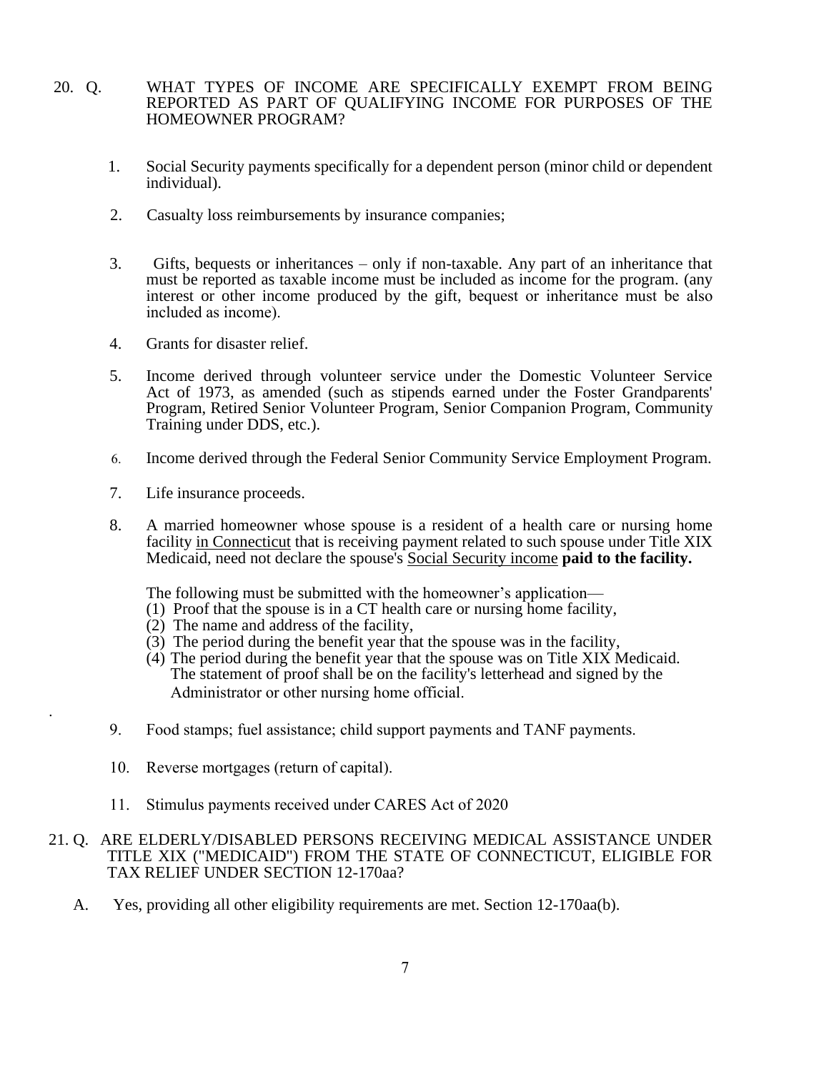20. Q. WHAT TYPES OF INCOME ARE SPECIFICALLY EXEMPT FROM BEING REPORTED AS PART OF QUALIFYING INCOME FOR PURPOSES OF THE HOMEOWNER PROGRAM?

1. Social Security payments specifically for a dependent person (minor child or dependent individual).

2. Casualty loss reimbursements by insurance companies;

3. Gifts, bequests or inheritances – only if non-taxable. Any part of an inheritance that must be reported as taxable income must be included as income for the program. (any interest or other income produced by the gift, bequest or inheritance must be also included as income).

4. Grants for disaster relief.

5. Income derived through volunteer service under the Domestic Volunteer Service Act of 1973, as amended (such as stipends earned under the Foster Grandparents' Program, Retired Senior Volunteer Program, Senior Companion Program, Community Training under DDS, etc.).

6. Income derived through the Federal Senior Community Service Employment Program.

7. Life insurance proceeds.

8. A married homeowner whose spouse is a resident of a health care or nursing home facility <u>in Connecticut</u> that is receiving payment related to such spouse under Title XIX Medicaid, need not declare the spouse's <u>Social Security income</u> **paid to the facility.**

   The following must be submitted with the homeowner's application—
   (1) Proof that the spouse is in a CT health care or nursing home facility,
   (2) The name and address of the facility,
   (3) The period during the benefit year that the spouse was in the facility,
   (4) The period during the benefit year that the spouse was on Title XIX Medicaid. The statement of proof shall be on the facility's letterhead and signed by the Administrator or other nursing home official.

9. Food stamps; fuel assistance; child support payments and TANF payments.

10. Reverse mortgages (return of capital).

11. Stimulus payments received under CARES Act of 2020

21. Q. ARE ELDERLY/DISABLED PERSONS RECEIVING MEDICAL ASSISTANCE UNDER TITLE XIX ("MEDICAID") FROM THE STATE OF CONNECTICUT, ELIGIBLE FOR TAX RELIEF UNDER SECTION 12-170aa?

A. Yes, providing all other eligibility requirements are met. Section 12-170aa(b).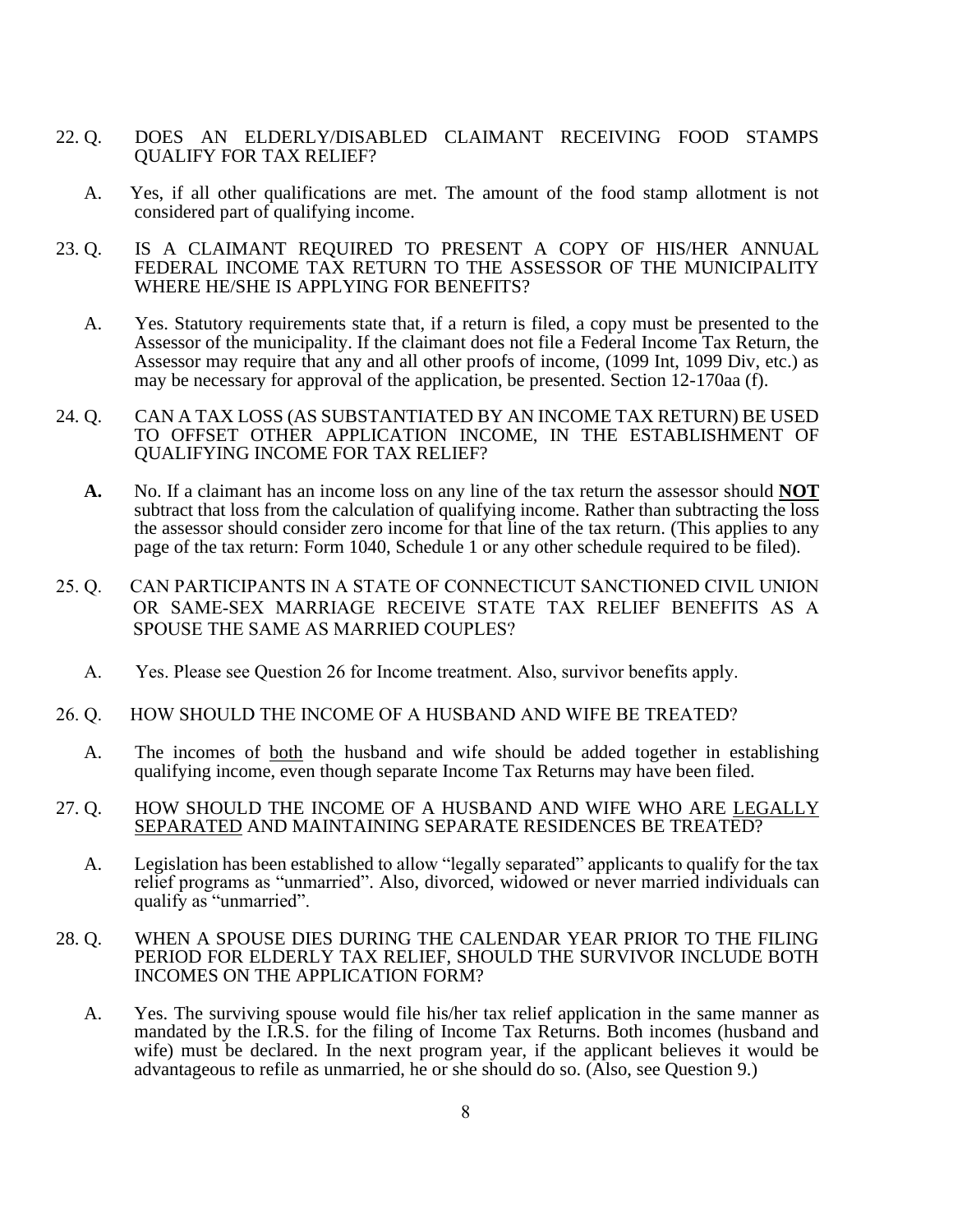22. Q. DOES AN ELDERLY/DISABLED CLAIMANT RECEIVING FOOD STAMPS QUALIFY FOR TAX RELIEF?

    A. Yes, if all other qualifications are met. The amount of the food stamp allotment is not considered part of qualifying income.

23. Q. IS A CLAIMANT REQUIRED TO PRESENT A COPY OF HIS/HER ANNUAL FEDERAL INCOME TAX RETURN TO THE ASSESSOR OF THE MUNICIPALITY WHERE HE/SHE IS APPLYING FOR BENEFITS?

    A. Yes. Statutory requirements state that, if a return is filed, a copy must be presented to the Assessor of the municipality. If the claimant does not file a Federal Income Tax Return, the Assessor may require that any and all other proofs of income, (1099 Int, 1099 Div, etc.) as may be necessary for approval of the application, be presented. Section 12-170aa (f).

24. Q. CAN A TAX LOSS (AS SUBSTANTIATED BY AN INCOME TAX RETURN) BE USED TO OFFSET OTHER APPLICATION INCOME, IN THE ESTABLISHMENT OF QUALIFYING INCOME FOR TAX RELIEF?

    **A.** No. If a claimant has an income loss on any line of the tax return the assessor should <u>**NOT**</u> subtract that loss from the calculation of qualifying income. Rather than subtracting the loss the assessor should consider zero income for that line of the tax return. (This applies to any page of the tax return: Form 1040, Schedule 1 or any other schedule required to be filed).

25. Q. CAN PARTICIPANTS IN A STATE OF CONNECTICUT SANCTIONED CIVIL UNION OR SAME-SEX MARRIAGE RECEIVE STATE TAX RELIEF BENEFITS AS A SPOUSE THE SAME AS MARRIED COUPLES?

    A. Yes. Please see Question 26 for Income treatment. Also, survivor benefits apply.

26. Q. HOW SHOULD THE INCOME OF A HUSBAND AND WIFE BE TREATED?

    A. The incomes of <u>both</u> the husband and wife should be added together in establishing qualifying income, even though separate Income Tax Returns may have been filed.

27. Q. HOW SHOULD THE INCOME OF A HUSBAND AND WIFE WHO ARE <u>LEGALLY SEPARATED</u> AND MAINTAINING SEPARATE RESIDENCES BE TREATED?

    A. Legislation has been established to allow "legally separated" applicants to qualify for the tax relief programs as "unmarried". Also, divorced, widowed or never married individuals can qualify as "unmarried".

28. Q. WHEN A SPOUSE DIES DURING THE CALENDAR YEAR PRIOR TO THE FILING PERIOD FOR ELDERLY TAX RELIEF, SHOULD THE SURVIVOR INCLUDE BOTH INCOMES ON THE APPLICATION FORM?

    A. Yes. The surviving spouse would file his/her tax relief application in the same manner as mandated by the I.R.S. for the filing of Income Tax Returns. Both incomes (husband and wife) must be declared. In the next program year, if the applicant believes it would be advantageous to refile as unmarried, he or she should do so. (Also, see Question 9.)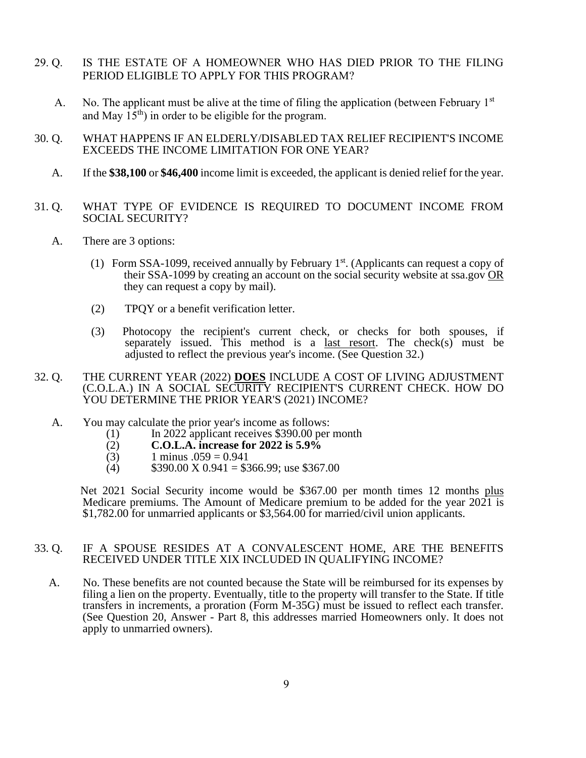29. Q. IS THE ESTATE OF A HOMEOWNER WHO HAS DIED PRIOR TO THE FILING PERIOD ELIGIBLE TO APPLY FOR THIS PROGRAM?

A. No. The applicant must be alive at the time of filing the application (between February 1st and May 15th) in order to be eligible for the program.

30. Q. WHAT HAPPENS IF AN ELDERLY/DISABLED TAX RELIEF RECIPIENT'S INCOME EXCEEDS THE INCOME LIMITATION FOR ONE YEAR?

A. If the **$38,100** or **$46,400** income limit is exceeded, the applicant is denied relief for the year.

31. Q. WHAT TYPE OF EVIDENCE IS REQUIRED TO DOCUMENT INCOME FROM SOCIAL SECURITY?

A. There are 3 options:

(1) Form SSA-1099, received annually by February 1st. (Applicants can request a copy of their SSA-1099 by creating an account on the social security website at ssa.gov <u>OR</u> they can request a copy by mail).

(2) TPQY or a benefit verification letter.

(3) Photocopy the recipient's current check, or checks for both spouses, if separately issued. This method is a <u>last resort</u>. The check(s) must be adjusted to reflect the previous year's income. (See Question 32.)

32. Q. THE CURRENT YEAR (2022) <u>**DOES**</u> INCLUDE A COST OF LIVING ADJUSTMENT (C.O.L.A.) IN A SOCIAL SECURITY RECIPIENT'S CURRENT CHECK. HOW DO YOU DETERMINE THE PRIOR YEAR'S (2021) INCOME?

A. You may calculate the prior year's income as follows:

(1) In 2022 applicant receives $390.00 per month
(2) **C.O.L.A. increase for 2022 is 5.9%**
(3) 1 minus .059 = 0.941
(4) $390.00 X 0.941 = $366.99; use $367.00

Net 2021 Social Security income would be $367.00 per month times 12 months <u>plus</u> Medicare premiums. The Amount of Medicare premium to be added for the year 2021 is $1,782.00 for unmarried applicants or $3,564.00 for married/civil union applicants.

33. Q. IF A SPOUSE RESIDES AT A CONVALESCENT HOME, ARE THE BENEFITS RECEIVED UNDER TITLE XIX INCLUDED IN QUALIFYING INCOME?

A. No. These benefits are not counted because the State will be reimbursed for its expenses by filing a lien on the property. Eventually, title to the property will transfer to the State. If title transfers in increments, a proration (Form M-35G) must be issued to reflect each transfer. (See Question 20, Answer - Part 8, this addresses married Homeowners only. It does not apply to unmarried owners).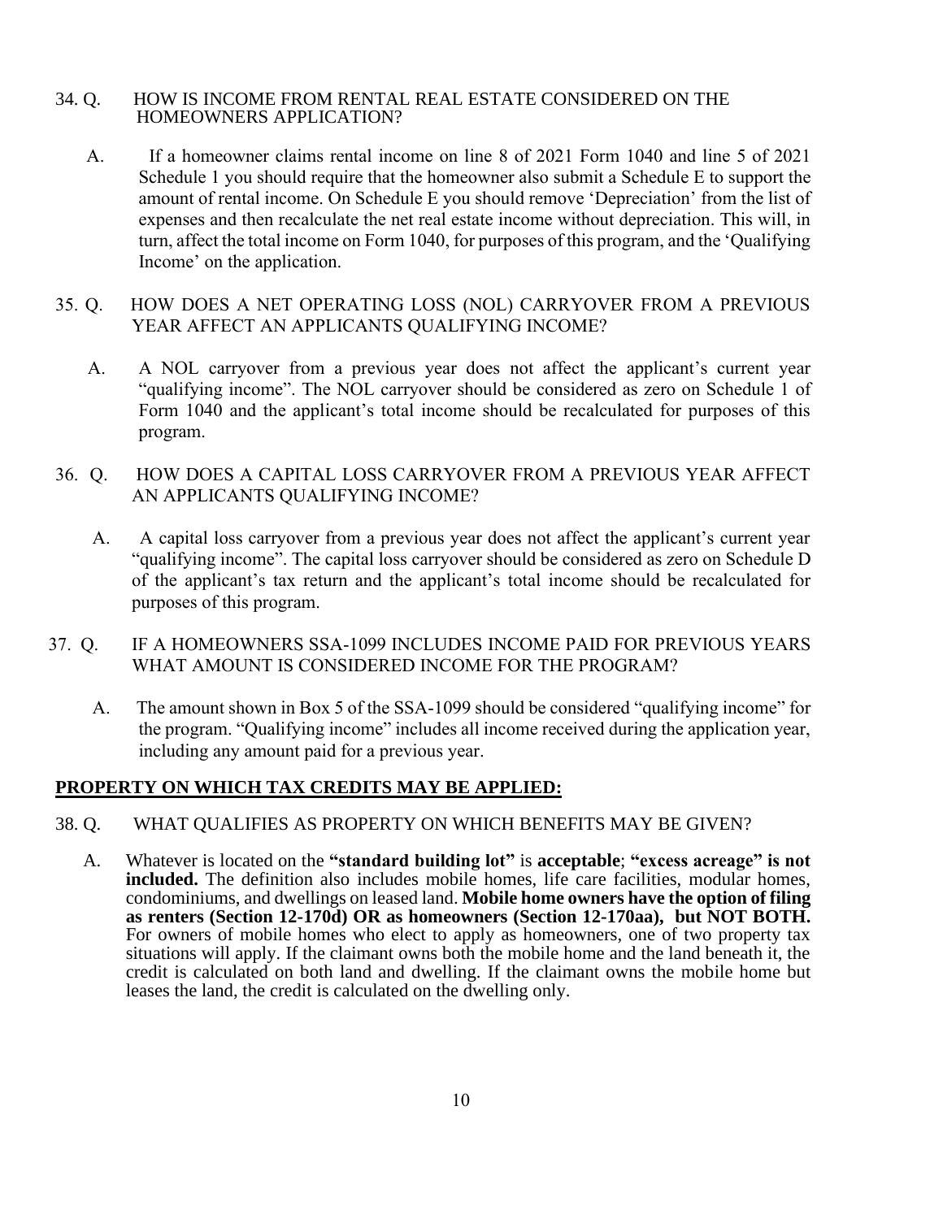34. Q. HOW IS INCOME FROM RENTAL REAL ESTATE CONSIDERED ON THE HOMEOWNERS APPLICATION?

A. If a homeowner claims rental income on line 8 of 2021 Form 1040 and line 5 of 2021 Schedule 1 you should require that the homeowner also submit a Schedule E to support the amount of rental income. On Schedule E you should remove 'Depreciation' from the list of expenses and then recalculate the net real estate income without depreciation. This will, in turn, affect the total income on Form 1040, for purposes of this program, and the 'Qualifying Income' on the application.

35. Q. HOW DOES A NET OPERATING LOSS (NOL) CARRYOVER FROM A PREVIOUS YEAR AFFECT AN APPLICANTS QUALIFYING INCOME?

A. A NOL carryover from a previous year does not affect the applicant's current year "qualifying income". The NOL carryover should be considered as zero on Schedule 1 of Form 1040 and the applicant's total income should be recalculated for purposes of this program.

36. Q. HOW DOES A CAPITAL LOSS CARRYOVER FROM A PREVIOUS YEAR AFFECT AN APPLICANTS QUALIFYING INCOME?

A. A capital loss carryover from a previous year does not affect the applicant's current year "qualifying income". The capital loss carryover should be considered as zero on Schedule D of the applicant's tax return and the applicant's total income should be recalculated for purposes of this program.

37. Q. IF A HOMEOWNERS SSA-1099 INCLUDES INCOME PAID FOR PREVIOUS YEARS WHAT AMOUNT IS CONSIDERED INCOME FOR THE PROGRAM?

A. The amount shown in Box 5 of the SSA-1099 should be considered "qualifying income" for the program. "Qualifying income" includes all income received during the application year, including any amount paid for a previous year.

## PROPERTY ON WHICH TAX CREDITS MAY BE APPLIED:

38. Q. WHAT QUALIFIES AS PROPERTY ON WHICH BENEFITS MAY BE GIVEN?

A. Whatever is located on the **"standard building lot"** is **acceptable**; **"excess acreage" is not included.** The definition also includes mobile homes, life care facilities, modular homes, condominiums, and dwellings on leased land. **Mobile home owners have the option of filing as renters (Section 12-170d) OR as homeowners (Section 12-170aa), but NOT BOTH.** For owners of mobile homes who elect to apply as homeowners, one of two property tax situations will apply. If the claimant owns both the mobile home and the land beneath it, the credit is calculated on both land and dwelling. If the claimant owns the mobile home but leases the land, the credit is calculated on the dwelling only.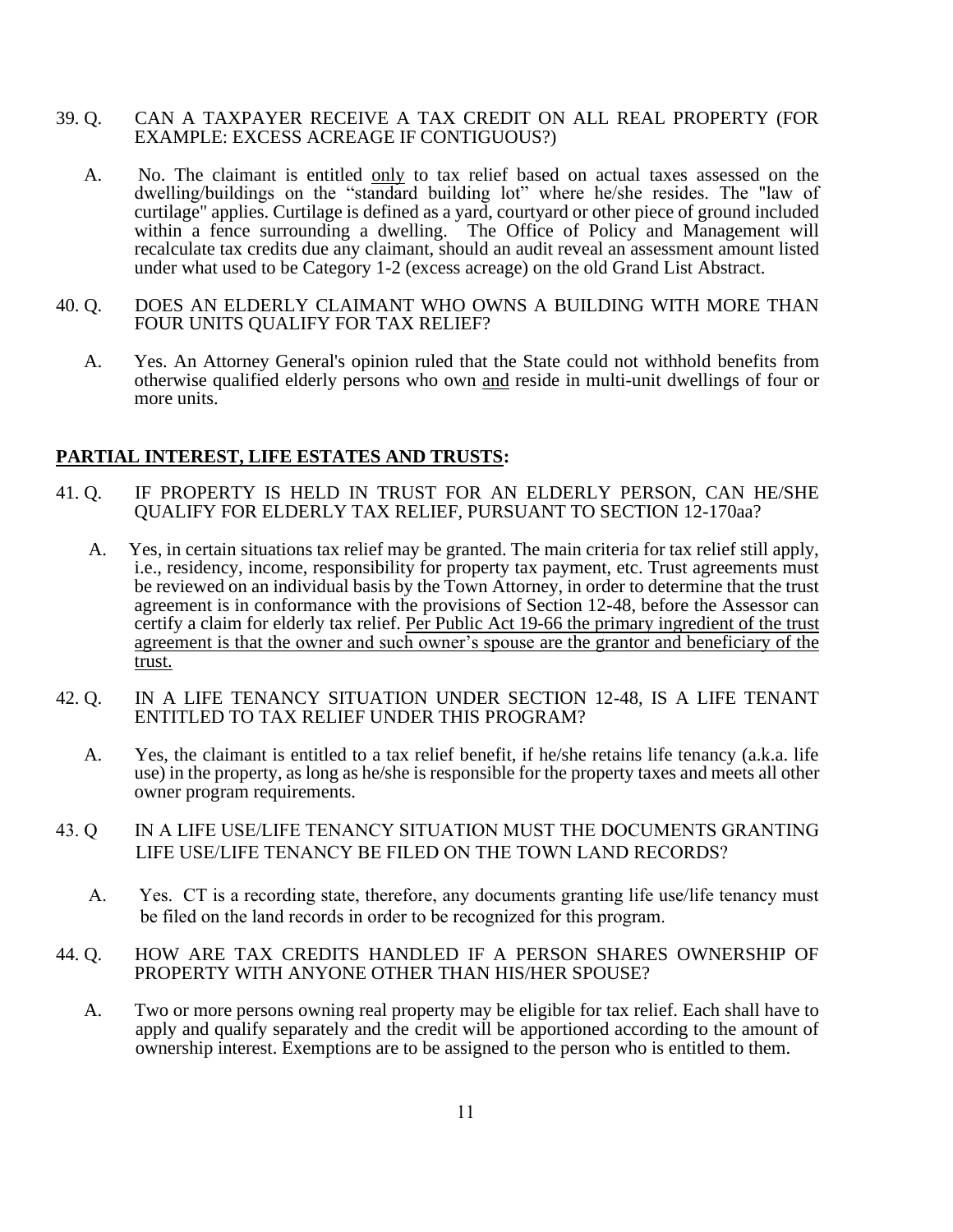39. Q. CAN A TAXPAYER RECEIVE A TAX CREDIT ON ALL REAL PROPERTY (FOR EXAMPLE: EXCESS ACREAGE IF CONTIGUOUS?)

    A. No. The claimant is entitled <u>only</u> to tax relief based on actual taxes assessed on the dwelling/buildings on the "standard building lot" where he/she resides. The "law of curtilage" applies. Curtilage is defined as a yard, courtyard or other piece of ground included within a fence surrounding a dwelling. The Office of Policy and Management will recalculate tax credits due any claimant, should an audit reveal an assessment amount listed under what used to be Category 1-2 (excess acreage) on the old Grand List Abstract.

40. Q. DOES AN ELDERLY CLAIMANT WHO OWNS A BUILDING WITH MORE THAN FOUR UNITS QUALIFY FOR TAX RELIEF?

    A. Yes. An Attorney General's opinion ruled that the State could not withhold benefits from otherwise qualified elderly persons who own <u>and</u> reside in multi-unit dwellings of four or more units.

## PARTIAL INTEREST, LIFE ESTATES AND TRUSTS:

41. Q. IF PROPERTY IS HELD IN TRUST FOR AN ELDERLY PERSON, CAN HE/SHE QUALIFY FOR ELDERLY TAX RELIEF, PURSUANT TO SECTION 12-170aa?

    A. Yes, in certain situations tax relief may be granted. The main criteria for tax relief still apply, i.e., residency, income, responsibility for property tax payment, etc. Trust agreements must be reviewed on an individual basis by the Town Attorney, in order to determine that the trust agreement is in conformance with the provisions of Section 12-48, before the Assessor can certify a claim for elderly tax relief. <u>Per Public Act 19-66 the primary ingredient of the trust agreement is that the owner and such owner's spouse are the grantor and beneficiary of the trust.</u>

42. Q. IN A LIFE TENANCY SITUATION UNDER SECTION 12-48, IS A LIFE TENANT ENTITLED TO TAX RELIEF UNDER THIS PROGRAM?

    A. Yes, the claimant is entitled to a tax relief benefit, if he/she retains life tenancy (a.k.a. life use) in the property, as long as he/she is responsible for the property taxes and meets all other owner program requirements.

43. Q IN A LIFE USE/LIFE TENANCY SITUATION MUST THE DOCUMENTS GRANTING LIFE USE/LIFE TENANCY BE FILED ON THE TOWN LAND RECORDS?

    A. Yes. CT is a recording state, therefore, any documents granting life use/life tenancy must be filed on the land records in order to be recognized for this program.

44. Q. HOW ARE TAX CREDITS HANDLED IF A PERSON SHARES OWNERSHIP OF PROPERTY WITH ANYONE OTHER THAN HIS/HER SPOUSE?

    A. Two or more persons owning real property may be eligible for tax relief. Each shall have to apply and qualify separately and the credit will be apportioned according to the amount of ownership interest. Exemptions are to be assigned to the person who is entitled to them.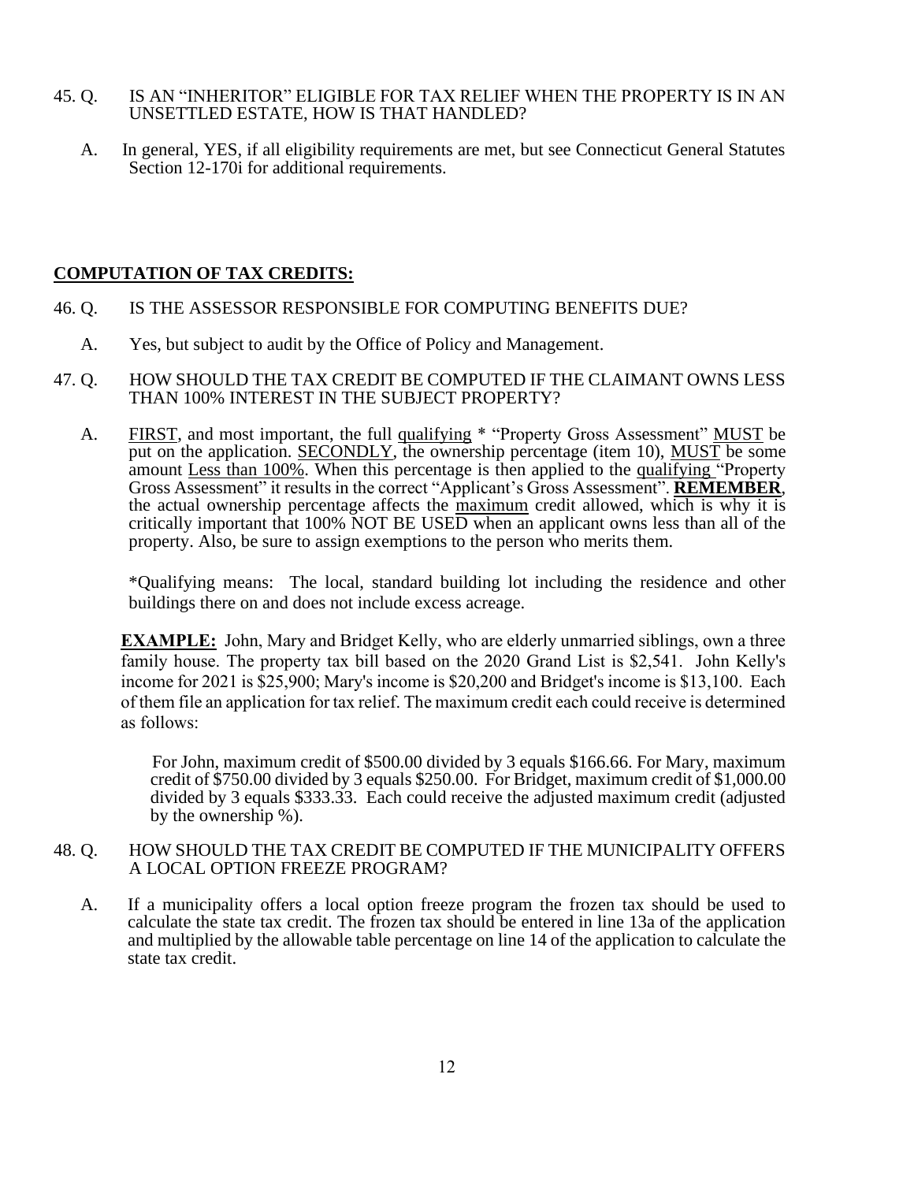45. Q. IS AN "INHERITOR" ELIGIBLE FOR TAX RELIEF WHEN THE PROPERTY IS IN AN UNSETTLED ESTATE, HOW IS THAT HANDLED?

A. In general, YES, if all eligibility requirements are met, but see Connecticut General Statutes Section 12-170i for additional requirements.

## COMPUTATION OF TAX CREDITS:

46. Q. IS THE ASSESSOR RESPONSIBLE FOR COMPUTING BENEFITS DUE?

A. Yes, but subject to audit by the Office of Policy and Management.

47. Q. HOW SHOULD THE TAX CREDIT BE COMPUTED IF THE CLAIMANT OWNS LESS THAN 100% INTEREST IN THE SUBJECT PROPERTY?

A. FIRST, and most important, the full qualifying * "Property Gross Assessment" MUST be put on the application. SECONDLY, the ownership percentage (item 10), MUST be some amount Less than 100%. When this percentage is then applied to the qualifying "Property Gross Assessment" it results in the correct "Applicant's Gross Assessment". **REMEMBER**, the actual ownership percentage affects the maximum credit allowed, which is why it is critically important that 100% NOT BE USED when an applicant owns less than all of the property. Also, be sure to assign exemptions to the person who merits them.

*Qualifying means: The local, standard building lot including the residence and other buildings there on and does not include excess acreage.

**EXAMPLE:** John, Mary and Bridget Kelly, who are elderly unmarried siblings, own a three family house. The property tax bill based on the 2020 Grand List is $2,541. John Kelly's income for 2021 is $25,900; Mary's income is $20,200 and Bridget's income is $13,100. Each of them file an application for tax relief. The maximum credit each could receive is determined as follows:

For John, maximum credit of $500.00 divided by 3 equals $166.66. For Mary, maximum credit of $750.00 divided by 3 equals $250.00. For Bridget, maximum credit of $1,000.00 divided by 3 equals $333.33. Each could receive the adjusted maximum credit (adjusted by the ownership %).

48. Q. HOW SHOULD THE TAX CREDIT BE COMPUTED IF THE MUNICIPALITY OFFERS A LOCAL OPTION FREEZE PROGRAM?

A. If a municipality offers a local option freeze program the frozen tax should be used to calculate the state tax credit. The frozen tax should be entered in line 13a of the application and multiplied by the allowable table percentage on line 14 of the application to calculate the state tax credit.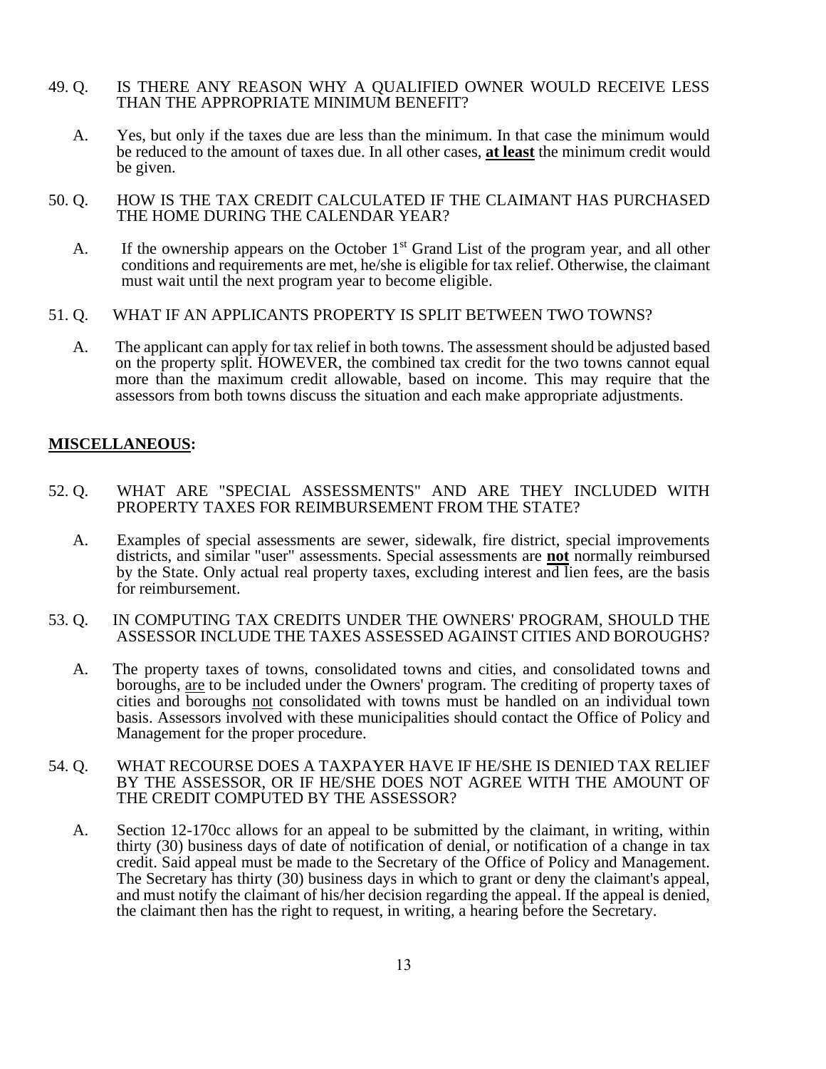49. Q. IS THERE ANY REASON WHY A QUALIFIED OWNER WOULD RECEIVE LESS THAN THE APPROPRIATE MINIMUM BENEFIT?

    A. Yes, but only if the taxes due are less than the minimum. In that case the minimum would be reduced to the amount of taxes due. In all other cases, **at least** the minimum credit would be given.

50. Q. HOW IS THE TAX CREDIT CALCULATED IF THE CLAIMANT HAS PURCHASED THE HOME DURING THE CALENDAR YEAR?

    A. If the ownership appears on the October 1st Grand List of the program year, and all other conditions and requirements are met, he/she is eligible for tax relief. Otherwise, the claimant must wait until the next program year to become eligible.

51. Q. WHAT IF AN APPLICANTS PROPERTY IS SPLIT BETWEEN TWO TOWNS?

    A. The applicant can apply for tax relief in both towns. The assessment should be adjusted based on the property split. HOWEVER, the combined tax credit for the two towns cannot equal more than the maximum credit allowable, based on income. This may require that the assessors from both towns discuss the situation and each make appropriate adjustments.

## MISCELLANEOUS:

52. Q. WHAT ARE "SPECIAL ASSESSMENTS" AND ARE THEY INCLUDED WITH PROPERTY TAXES FOR REIMBURSEMENT FROM THE STATE?

    A. Examples of special assessments are sewer, sidewalk, fire district, special improvements districts, and similar "user" assessments. Special assessments are **not** normally reimbursed by the State. Only actual real property taxes, excluding interest and lien fees, are the basis for reimbursement.

53. Q. IN COMPUTING TAX CREDITS UNDER THE OWNERS' PROGRAM, SHOULD THE ASSESSOR INCLUDE THE TAXES ASSESSED AGAINST CITIES AND BOROUGHS?

    A. The property taxes of towns, consolidated towns and cities, and consolidated towns and boroughs, are to be included under the Owners' program. The crediting of property taxes of cities and boroughs not consolidated with towns must be handled on an individual town basis. Assessors involved with these municipalities should contact the Office of Policy and Management for the proper procedure.

54. Q. WHAT RECOURSE DOES A TAXPAYER HAVE IF HE/SHE IS DENIED TAX RELIEF BY THE ASSESSOR, OR IF HE/SHE DOES NOT AGREE WITH THE AMOUNT OF THE CREDIT COMPUTED BY THE ASSESSOR?

    A. Section 12-170cc allows for an appeal to be submitted by the claimant, in writing, within thirty (30) business days of date of notification of denial, or notification of a change in tax credit. Said appeal must be made to the Secretary of the Office of Policy and Management. The Secretary has thirty (30) business days in which to grant or deny the claimant's appeal, and must notify the claimant of his/her decision regarding the appeal. If the appeal is denied, the claimant then has the right to request, in writing, a hearing before the Secretary.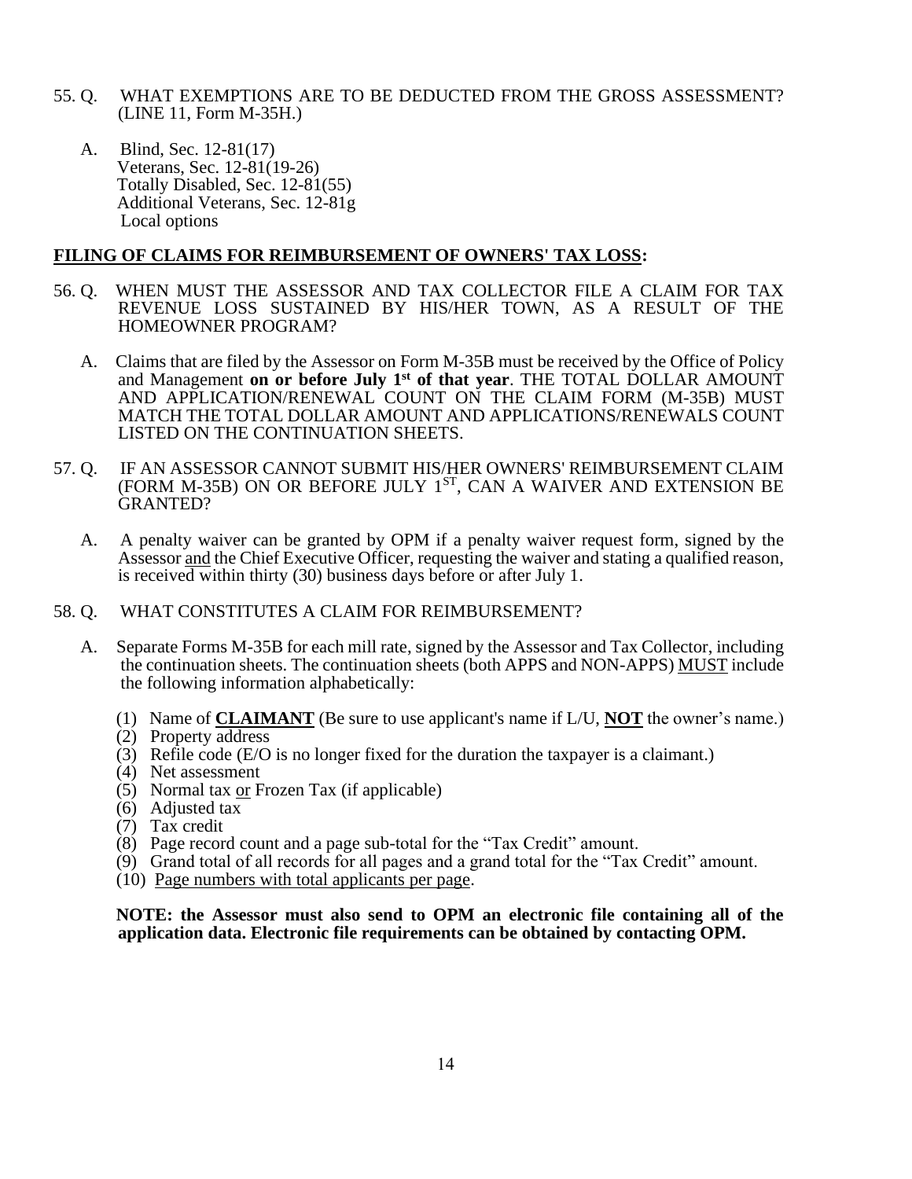55. Q. WHAT EXEMPTIONS ARE TO BE DEDUCTED FROM THE GROSS ASSESSMENT? (LINE 11, Form M-35H.)

A. Blind, Sec. 12-81(17)
Veterans, Sec. 12-81(19-26)
Totally Disabled, Sec. 12-81(55)
Additional Veterans, Sec. 12-81g
Local options

**FILING OF CLAIMS FOR REIMBURSEMENT OF OWNERS' TAX LOSS:**

56. Q. WHEN MUST THE ASSESSOR AND TAX COLLECTOR FILE A CLAIM FOR TAX REVENUE LOSS SUSTAINED BY HIS/HER TOWN, AS A RESULT OF THE HOMEOWNER PROGRAM?

A. Claims that are filed by the Assessor on Form M-35B must be received by the Office of Policy and Management **on or before July 1st of that year**. THE TOTAL DOLLAR AMOUNT AND APPLICATION/RENEWAL COUNT ON THE CLAIM FORM (M-35B) MUST MATCH THE TOTAL DOLLAR AMOUNT AND APPLICATIONS/RENEWALS COUNT LISTED ON THE CONTINUATION SHEETS.

57. Q. IF AN ASSESSOR CANNOT SUBMIT HIS/HER OWNERS' REIMBURSEMENT CLAIM (FORM M-35B) ON OR BEFORE JULY 1ST, CAN A WAIVER AND EXTENSION BE GRANTED?

A. A penalty waiver can be granted by OPM if a penalty waiver request form, signed by the Assessor and the Chief Executive Officer, requesting the waiver and stating a qualified reason, is received within thirty (30) business days before or after July 1.

58. Q. WHAT CONSTITUTES A CLAIM FOR REIMBURSEMENT?

A. Separate Forms M-35B for each mill rate, signed by the Assessor and Tax Collector, including the continuation sheets. The continuation sheets (both APPS and NON-APPS) MUST include the following information alphabetically:

(1) Name of **CLAIMANT** (Be sure to use applicant's name if L/U, **NOT** the owner's name.)
(2) Property address
(3) Refile code (E/O is no longer fixed for the duration the taxpayer is a claimant.)
(4) Net assessment
(5) Normal tax or Frozen Tax (if applicable)
(6) Adjusted tax
(7) Tax credit
(8) Page record count and a page sub-total for the "Tax Credit" amount.
(9) Grand total of all records for all pages and a grand total for the "Tax Credit" amount.
(10) Page numbers with total applicants per page.

**NOTE: the Assessor must also send to OPM an electronic file containing all of the application data. Electronic file requirements can be obtained by contacting OPM.**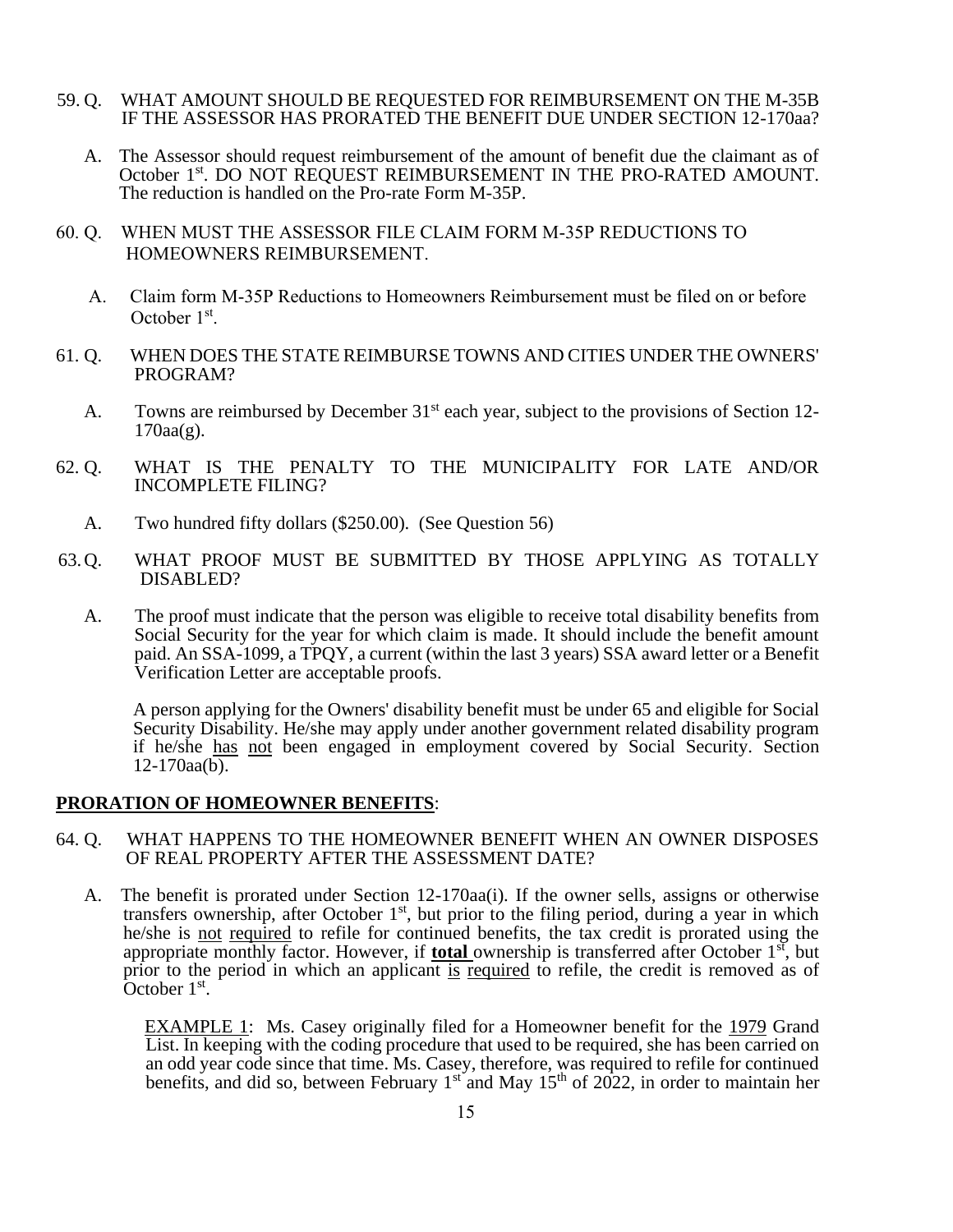59. Q. WHAT AMOUNT SHOULD BE REQUESTED FOR REIMBURSEMENT ON THE M-35B IF THE ASSESSOR HAS PRORATED THE BENEFIT DUE UNDER SECTION 12-170aa?

A. The Assessor should request reimbursement of the amount of benefit due the claimant as of October 1st. DO NOT REQUEST REIMBURSEMENT IN THE PRO-RATED AMOUNT. The reduction is handled on the Pro-rate Form M-35P.

60. Q. WHEN MUST THE ASSESSOR FILE CLAIM FORM M-35P REDUCTIONS TO HOMEOWNERS REIMBURSEMENT.

A. Claim form M-35P Reductions to Homeowners Reimbursement must be filed on or before October 1st.

61. Q. WHEN DOES THE STATE REIMBURSE TOWNS AND CITIES UNDER THE OWNERS' PROGRAM?

A. Towns are reimbursed by December 31st each year, subject to the provisions of Section 12-170aa(g).

62. Q. WHAT IS THE PENALTY TO THE MUNICIPALITY FOR LATE AND/OR INCOMPLETE FILING?

A. Two hundred fifty dollars ($250.00). (See Question 56)

63. Q. WHAT PROOF MUST BE SUBMITTED BY THOSE APPLYING AS TOTALLY DISABLED?

A. The proof must indicate that the person was eligible to receive total disability benefits from Social Security for the year for which claim is made. It should include the benefit amount paid. An SSA-1099, a TPQY, a current (within the last 3 years) SSA award letter or a Benefit Verification Letter are acceptable proofs.

A person applying for the Owners' disability benefit must be under 65 and eligible for Social Security Disability. He/she may apply under another government related disability program if he/she has not been engaged in employment covered by Social Security. Section 12-170aa(b).

## PRORATION OF HOMEOWNER BENEFITS:

64. Q. WHAT HAPPENS TO THE HOMEOWNER BENEFIT WHEN AN OWNER DISPOSES OF REAL PROPERTY AFTER THE ASSESSMENT DATE?

A. The benefit is prorated under Section 12-170aa(i). If the owner sells, assigns or otherwise transfers ownership, after October 1st, but prior to the filing period, during a year in which he/she is not required to refile for continued benefits, the tax credit is prorated using the appropriate monthly factor. However, if **total** ownership is transferred after October 1st, but prior to the period in which an applicant is required to refile, the credit is removed as of October 1st.

EXAMPLE 1: Ms. Casey originally filed for a Homeowner benefit for the 1979 Grand List. In keeping with the coding procedure that used to be required, she has been carried on an odd year code since that time. Ms. Casey, therefore, was required to refile for continued benefits, and did so, between February 1st and May 15th of 2022, in order to maintain her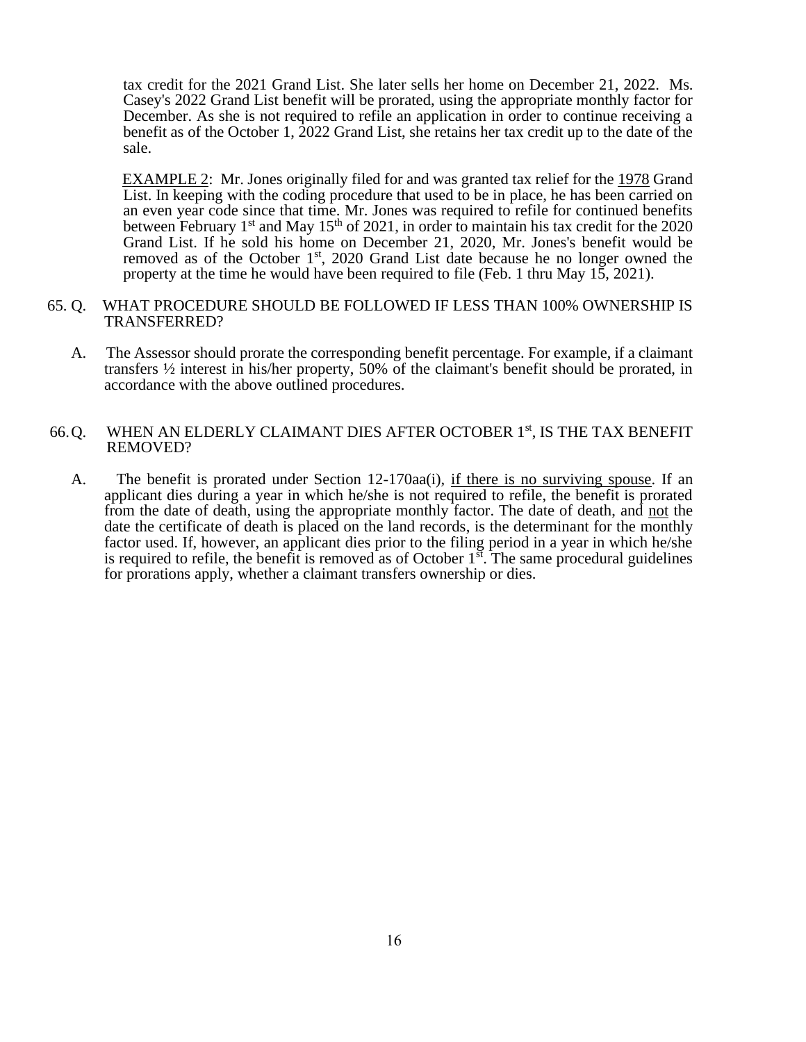tax credit for the 2021 Grand List. She later sells her home on December 21, 2022. Ms. Casey's 2022 Grand List benefit will be prorated, using the appropriate monthly factor for December. As she is not required to refile an application in order to continue receiving a benefit as of the October 1, 2022 Grand List, she retains her tax credit up to the date of the sale.

EXAMPLE 2: Mr. Jones originally filed for and was granted tax relief for the 1978 Grand List. In keeping with the coding procedure that used to be in place, he has been carried on an even year code since that time. Mr. Jones was required to refile for continued benefits between February 1st and May 15th of 2021, in order to maintain his tax credit for the 2020 Grand List. If he sold his home on December 21, 2020, Mr. Jones's benefit would be removed as of the October 1st, 2020 Grand List date because he no longer owned the property at the time he would have been required to file (Feb. 1 thru May 15, 2021).

65. Q. WHAT PROCEDURE SHOULD BE FOLLOWED IF LESS THAN 100% OWNERSHIP IS TRANSFERRED?

A. The Assessor should prorate the corresponding benefit percentage. For example, if a claimant transfers ½ interest in his/her property, 50% of the claimant's benefit should be prorated, in accordance with the above outlined procedures.

66. Q. WHEN AN ELDERLY CLAIMANT DIES AFTER OCTOBER 1st, IS THE TAX BENEFIT REMOVED?

A. The benefit is prorated under Section 12-170aa(i), if there is no surviving spouse. If an applicant dies during a year in which he/she is not required to refile, the benefit is prorated from the date of death, using the appropriate monthly factor. The date of death, and not the date the certificate of death is placed on the land records, is the determinant for the monthly factor used. If, however, an applicant dies prior to the filing period in a year in which he/she is required to refile, the benefit is removed as of October 1st. The same procedural guidelines for prorations apply, whether a claimant transfers ownership or dies.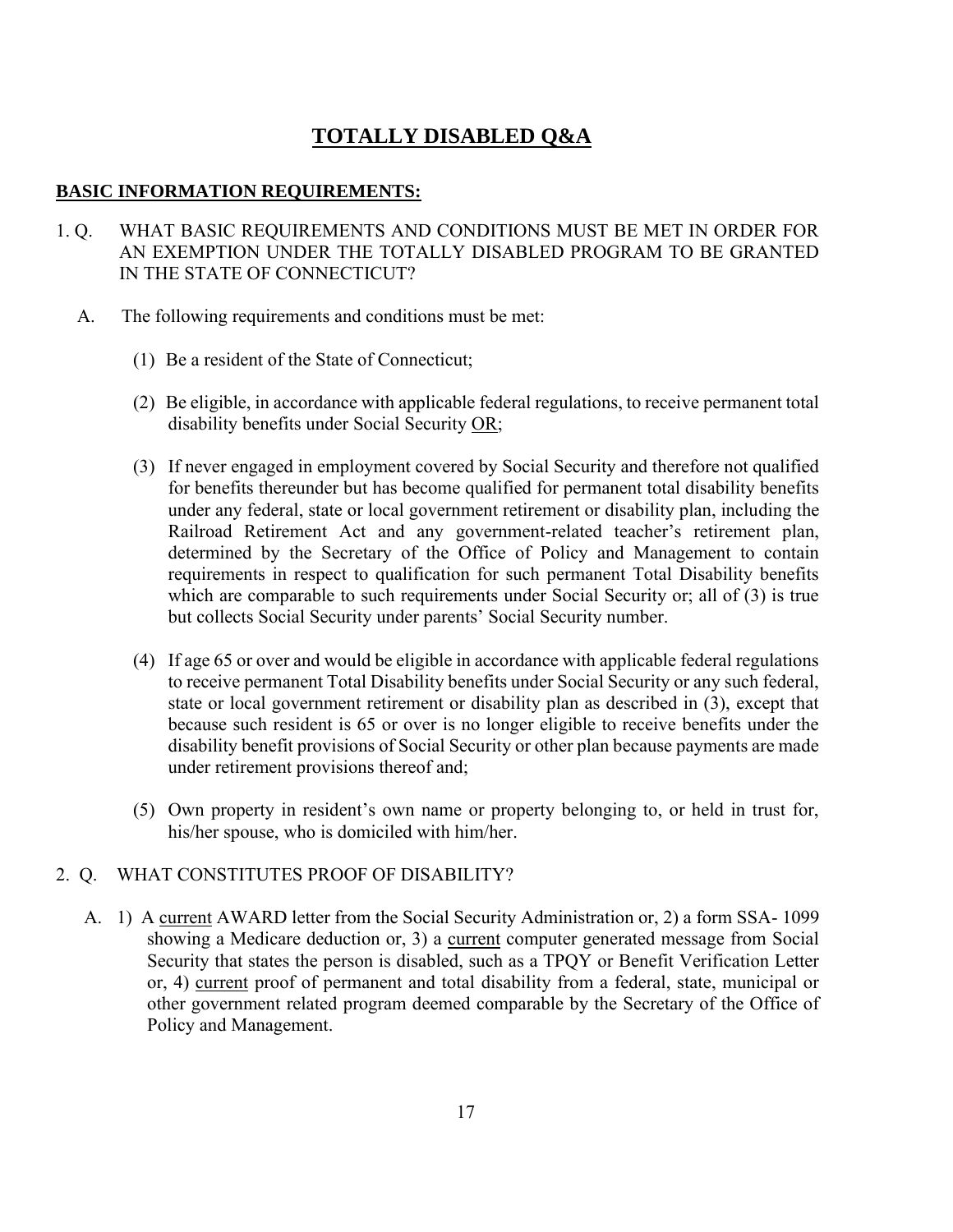# TOTALLY DISABLED Q&A

## BASIC INFORMATION REQUIREMENTS:

1. Q. WHAT BASIC REQUIREMENTS AND CONDITIONS MUST BE MET IN ORDER FOR AN EXEMPTION UNDER THE TOTALLY DISABLED PROGRAM TO BE GRANTED IN THE STATE OF CONNECTICUT?

   A. The following requirements and conditions must be met:

   (1) Be a resident of the State of Connecticut;

   (2) Be eligible, in accordance with applicable federal regulations, to receive permanent total disability benefits under Social Security OR;

   (3) If never engaged in employment covered by Social Security and therefore not qualified for benefits thereunder but has become qualified for permanent total disability benefits under any federal, state or local government retirement or disability plan, including the Railroad Retirement Act and any government-related teacher's retirement plan, determined by the Secretary of the Office of Policy and Management to contain requirements in respect to qualification for such permanent Total Disability benefits which are comparable to such requirements under Social Security or; all of (3) is true but collects Social Security under parents' Social Security number.

   (4) If age 65 or over and would be eligible in accordance with applicable federal regulations to receive permanent Total Disability benefits under Social Security or any such federal, state or local government retirement or disability plan as described in (3), except that because such resident is 65 or over is no longer eligible to receive benefits under the disability benefit provisions of Social Security or other plan because payments are made under retirement provisions thereof and;

   (5) Own property in resident's own name or property belonging to, or held in trust for, his/her spouse, who is domiciled with him/her.

2. Q. WHAT CONSTITUTES PROOF OF DISABILITY?

   A. 1) A current AWARD letter from the Social Security Administration or, 2) a form SSA- 1099 showing a Medicare deduction or, 3) a current computer generated message from Social Security that states the person is disabled, such as a TPQY or Benefit Verification Letter or, 4) current proof of permanent and total disability from a federal, state, municipal or other government related program deemed comparable by the Secretary of the Office of Policy and Management.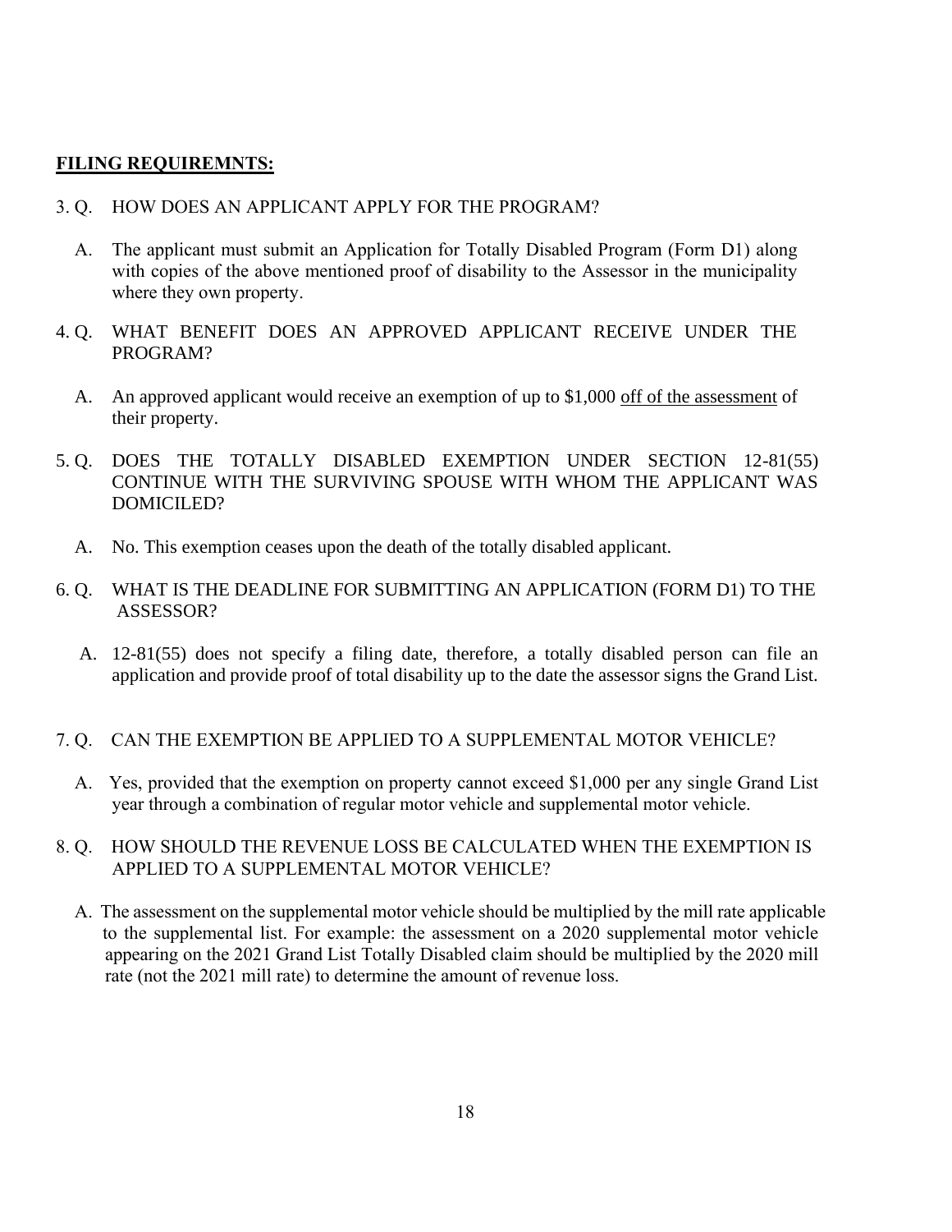**FILING REQUIREMNTS:**

3. Q. HOW DOES AN APPLICANT APPLY FOR THE PROGRAM?

   A. The applicant must submit an Application for Totally Disabled Program (Form D1) along with copies of the above mentioned proof of disability to the Assessor in the municipality where they own property.

4. Q. WHAT BENEFIT DOES AN APPROVED APPLICANT RECEIVE UNDER THE PROGRAM?

   A. An approved applicant would receive an exemption of up to $1,000 <u>off of the assessment</u> of their property.

5. Q. DOES THE TOTALLY DISABLED EXEMPTION UNDER SECTION 12-81(55) CONTINUE WITH THE SURVIVING SPOUSE WITH WHOM THE APPLICANT WAS DOMICILED?

   A. No. This exemption ceases upon the death of the totally disabled applicant.

6. Q. WHAT IS THE DEADLINE FOR SUBMITTING AN APPLICATION (FORM D1) TO THE ASSESSOR?

   A. 12-81(55) does not specify a filing date, therefore, a totally disabled person can file an application and provide proof of total disability up to the date the assessor signs the Grand List.

7. Q. CAN THE EXEMPTION BE APPLIED TO A SUPPLEMENTAL MOTOR VEHICLE?

   A. Yes, provided that the exemption on property cannot exceed $1,000 per any single Grand List year through a combination of regular motor vehicle and supplemental motor vehicle.

8. Q. HOW SHOULD THE REVENUE LOSS BE CALCULATED WHEN THE EXEMPTION IS APPLIED TO A SUPPLEMENTAL MOTOR VEHICLE?

   A. The assessment on the supplemental motor vehicle should be multiplied by the mill rate applicable to the supplemental list. For example: the assessment on a 2020 supplemental motor vehicle appearing on the 2021 Grand List Totally Disabled claim should be multiplied by the 2020 mill rate (not the 2021 mill rate) to determine the amount of revenue loss.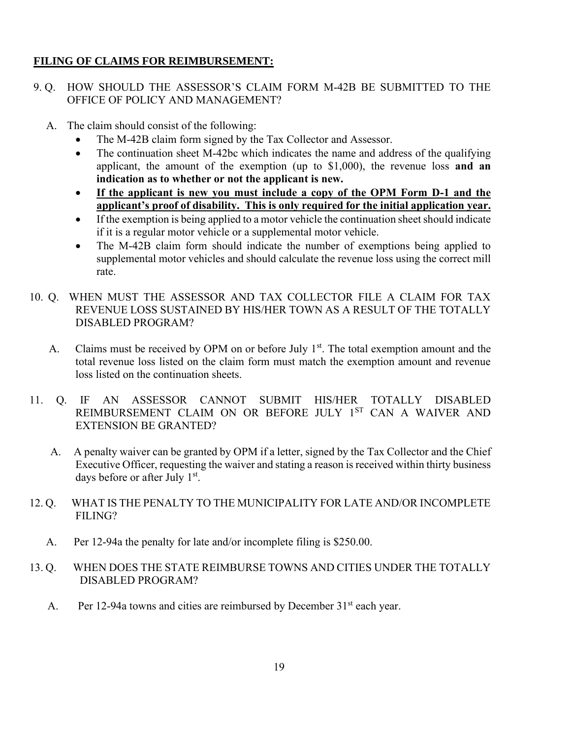**FILING OF CLAIMS FOR REIMBURSEMENT:**

9. Q. HOW SHOULD THE ASSESSOR'S CLAIM FORM M-42B BE SUBMITTED TO THE OFFICE OF POLICY AND MANAGEMENT?

   A. The claim should consist of the following:
   - The M-42B claim form signed by the Tax Collector and Assessor.
   - The continuation sheet M-42bc which indicates the name and address of the qualifying applicant, the amount of the exemption (up to $1,000), the revenue loss **and an indication as to whether or not the applicant is new.**
   - **If the applicant is new you must include a copy of the OPM Form D-1 and the applicant's proof of disability. This is only required for the initial application year.**
   - If the exemption is being applied to a motor vehicle the continuation sheet should indicate if it is a regular motor vehicle or a supplemental motor vehicle.
   - The M-42B claim form should indicate the number of exemptions being applied to supplemental motor vehicles and should calculate the revenue loss using the correct mill rate.

10. Q. WHEN MUST THE ASSESSOR AND TAX COLLECTOR FILE A CLAIM FOR TAX REVENUE LOSS SUSTAINED BY HIS/HER TOWN AS A RESULT OF THE TOTALLY DISABLED PROGRAM?

    A. Claims must be received by OPM on or before July 1st. The total exemption amount and the total revenue loss listed on the claim form must match the exemption amount and revenue loss listed on the continuation sheets.

11. Q. IF AN ASSESSOR CANNOT SUBMIT HIS/HER TOTALLY DISABLED REIMBURSEMENT CLAIM ON OR BEFORE JULY 1ST CAN A WAIVER AND EXTENSION BE GRANTED?

    A. A penalty waiver can be granted by OPM if a letter, signed by the Tax Collector and the Chief Executive Officer, requesting the waiver and stating a reason is received within thirty business days before or after July 1st.

12. Q. WHAT IS THE PENALTY TO THE MUNICIPALITY FOR LATE AND/OR INCOMPLETE FILING?

    A. Per 12-94a the penalty for late and/or incomplete filing is $250.00.

13. Q. WHEN DOES THE STATE REIMBURSE TOWNS AND CITIES UNDER THE TOTALLY DISABLED PROGRAM?

    A. Per 12-94a towns and cities are reimbursed by December 31st each year.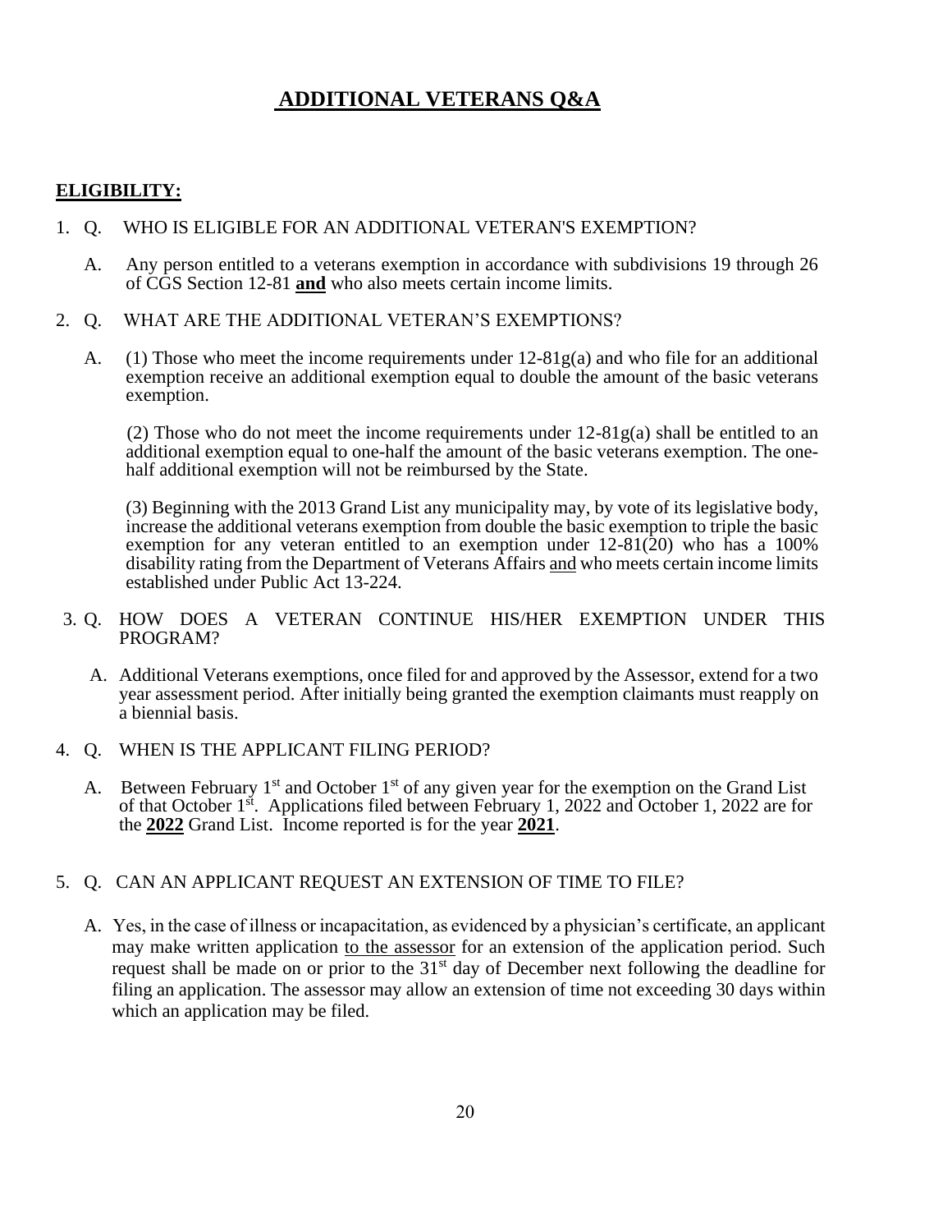# ADDITIONAL VETERANS Q&A

## ELIGIBILITY:

1. Q. WHO IS ELIGIBLE FOR AN ADDITIONAL VETERAN'S EXEMPTION?

   A. Any person entitled to a veterans exemption in accordance with subdivisions 19 through 26 of CGS Section 12-81 **and** who also meets certain income limits.

2. Q. WHAT ARE THE ADDITIONAL VETERAN'S EXEMPTIONS?

   A. (1) Those who meet the income requirements under 12-81g(a) and who file for an additional exemption receive an additional exemption equal to double the amount of the basic veterans exemption.

   (2) Those who do not meet the income requirements under 12-81g(a) shall be entitled to an additional exemption equal to one-half the amount of the basic veterans exemption. The one-half additional exemption will not be reimbursed by the State.

   (3) Beginning with the 2013 Grand List any municipality may, by vote of its legislative body, increase the additional veterans exemption from double the basic exemption to triple the basic exemption for any veteran entitled to an exemption under 12-81(20) who has a 100% disability rating from the Department of Veterans Affairs and who meets certain income limits established under Public Act 13-224.

3. Q. HOW DOES A VETERAN CONTINUE HIS/HER EXEMPTION UNDER THIS PROGRAM?

   A. Additional Veterans exemptions, once filed for and approved by the Assessor, extend for a two year assessment period. After initially being granted the exemption claimants must reapply on a biennial basis.

4. Q. WHEN IS THE APPLICANT FILING PERIOD?

   A. Between February 1st and October 1st of any given year for the exemption on the Grand List of that October 1st. Applications filed between February 1, 2022 and October 1, 2022 are for the **2022** Grand List. Income reported is for the year **2021**.

5. Q. CAN AN APPLICANT REQUEST AN EXTENSION OF TIME TO FILE?

   A. Yes, in the case of illness or incapacitation, as evidenced by a physician's certificate, an applicant may make written application to the assessor for an extension of the application period. Such request shall be made on or prior to the 31st day of December next following the deadline for filing an application. The assessor may allow an extension of time not exceeding 30 days within which an application may be filed.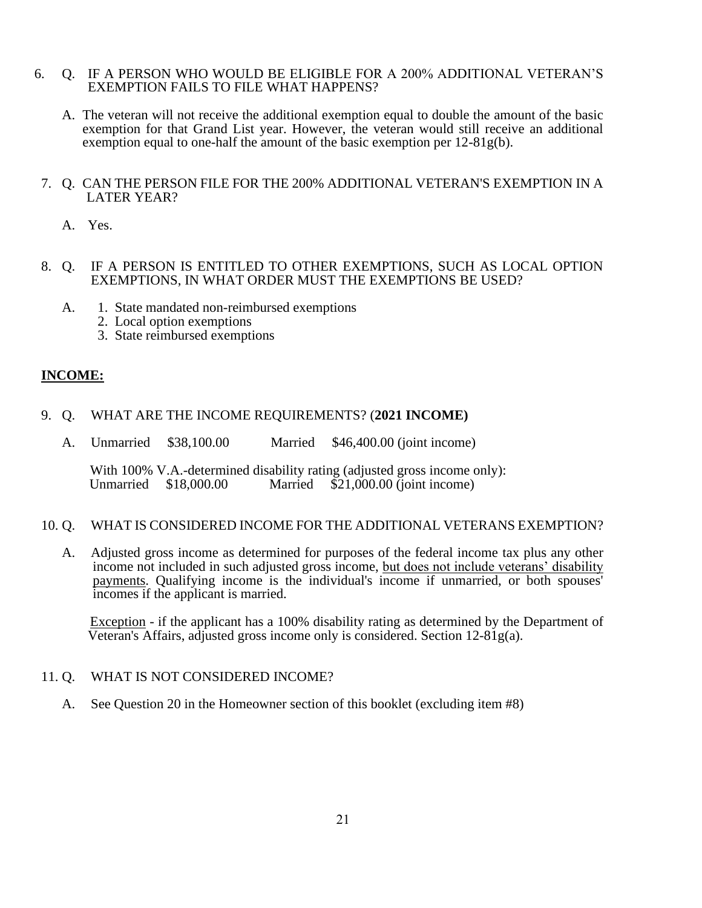6. Q. IF A PERSON WHO WOULD BE ELIGIBLE FOR A 200% ADDITIONAL VETERAN'S EXEMPTION FAILS TO FILE WHAT HAPPENS?

   A. The veteran will not receive the additional exemption equal to double the amount of the basic exemption for that Grand List year. However, the veteran would still receive an additional exemption equal to one-half the amount of the basic exemption per 12-81g(b).

7. Q. CAN THE PERSON FILE FOR THE 200% ADDITIONAL VETERAN'S EXEMPTION IN A LATER YEAR?

   A. Yes.

8. Q. IF A PERSON IS ENTITLED TO OTHER EXEMPTIONS, SUCH AS LOCAL OPTION EXEMPTIONS, IN WHAT ORDER MUST THE EXEMPTIONS BE USED?

   A.
   1. State mandated non-reimbursed exemptions
   2. Local option exemptions
   3. State reimbursed exemptions

**INCOME:**

9. Q. WHAT ARE THE INCOME REQUIREMENTS? (**2021 INCOME)**

   A. Unmarried $38,100.00 Married $46,400.00 (joint income)

   With 100% V.A.-determined disability rating (adjusted gross income only):
   Unmarried $18,000.00 Married $21,000.00 (joint income)

10. Q. WHAT IS CONSIDERED INCOME FOR THE ADDITIONAL VETERANS EXEMPTION?

    A. Adjusted gross income as determined for purposes of the federal income tax plus any other income not included in such adjusted gross income, <u>but does not include veterans' disability payments</u>. Qualifying income is the individual's income if unmarried, or both spouses' incomes if the applicant is married.

    <u>Exception</u> - if the applicant has a 100% disability rating as determined by the Department of Veteran's Affairs, adjusted gross income only is considered. Section 12-81g(a).

11. Q. WHAT IS NOT CONSIDERED INCOME?

    A. See Question 20 in the Homeowner section of this booklet (excluding item #8)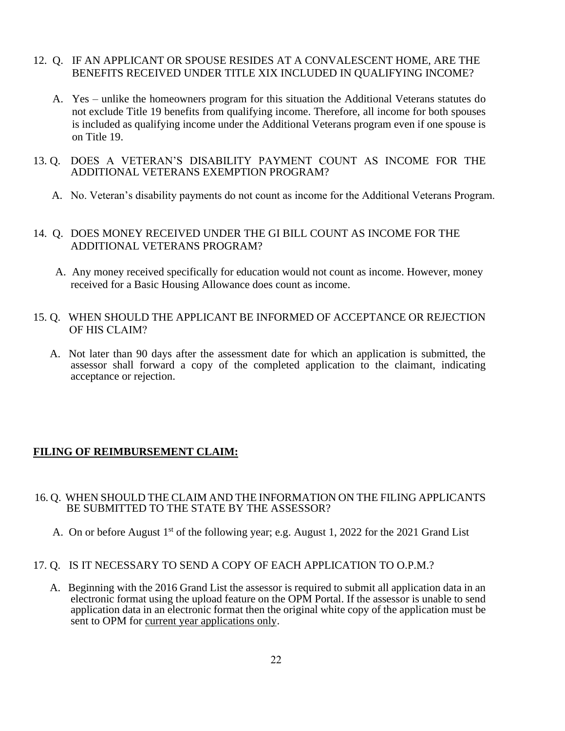12. Q. IF AN APPLICANT OR SPOUSE RESIDES AT A CONVALESCENT HOME, ARE THE BENEFITS RECEIVED UNDER TITLE XIX INCLUDED IN QUALIFYING INCOME?

    A. Yes – unlike the homeowners program for this situation the Additional Veterans statutes do not exclude Title 19 benefits from qualifying income. Therefore, all income for both spouses is included as qualifying income under the Additional Veterans program even if one spouse is on Title 19.

13. Q. DOES A VETERAN'S DISABILITY PAYMENT COUNT AS INCOME FOR THE ADDITIONAL VETERANS EXEMPTION PROGRAM?

    A. No. Veteran's disability payments do not count as income for the Additional Veterans Program.

14. Q. DOES MONEY RECEIVED UNDER THE GI BILL COUNT AS INCOME FOR THE ADDITIONAL VETERANS PROGRAM?

    A. Any money received specifically for education would not count as income. However, money received for a Basic Housing Allowance does count as income.

15. Q. WHEN SHOULD THE APPLICANT BE INFORMED OF ACCEPTANCE OR REJECTION OF HIS CLAIM?

    A. Not later than 90 days after the assessment date for which an application is submitted, the assessor shall forward a copy of the completed application to the claimant, indicating acceptance or rejection.

## FILING OF REIMBURSEMENT CLAIM:

16. Q. WHEN SHOULD THE CLAIM AND THE INFORMATION ON THE FILING APPLICANTS BE SUBMITTED TO THE STATE BY THE ASSESSOR?

    A. On or before August 1st of the following year; e.g. August 1, 2022 for the 2021 Grand List

17. Q. IS IT NECESSARY TO SEND A COPY OF EACH APPLICATION TO O.P.M.?

    A. Beginning with the 2016 Grand List the assessor is required to submit all application data in an electronic format using the upload feature on the OPM Portal. If the assessor is unable to send application data in an electronic format then the original white copy of the application must be sent to OPM for current year applications only.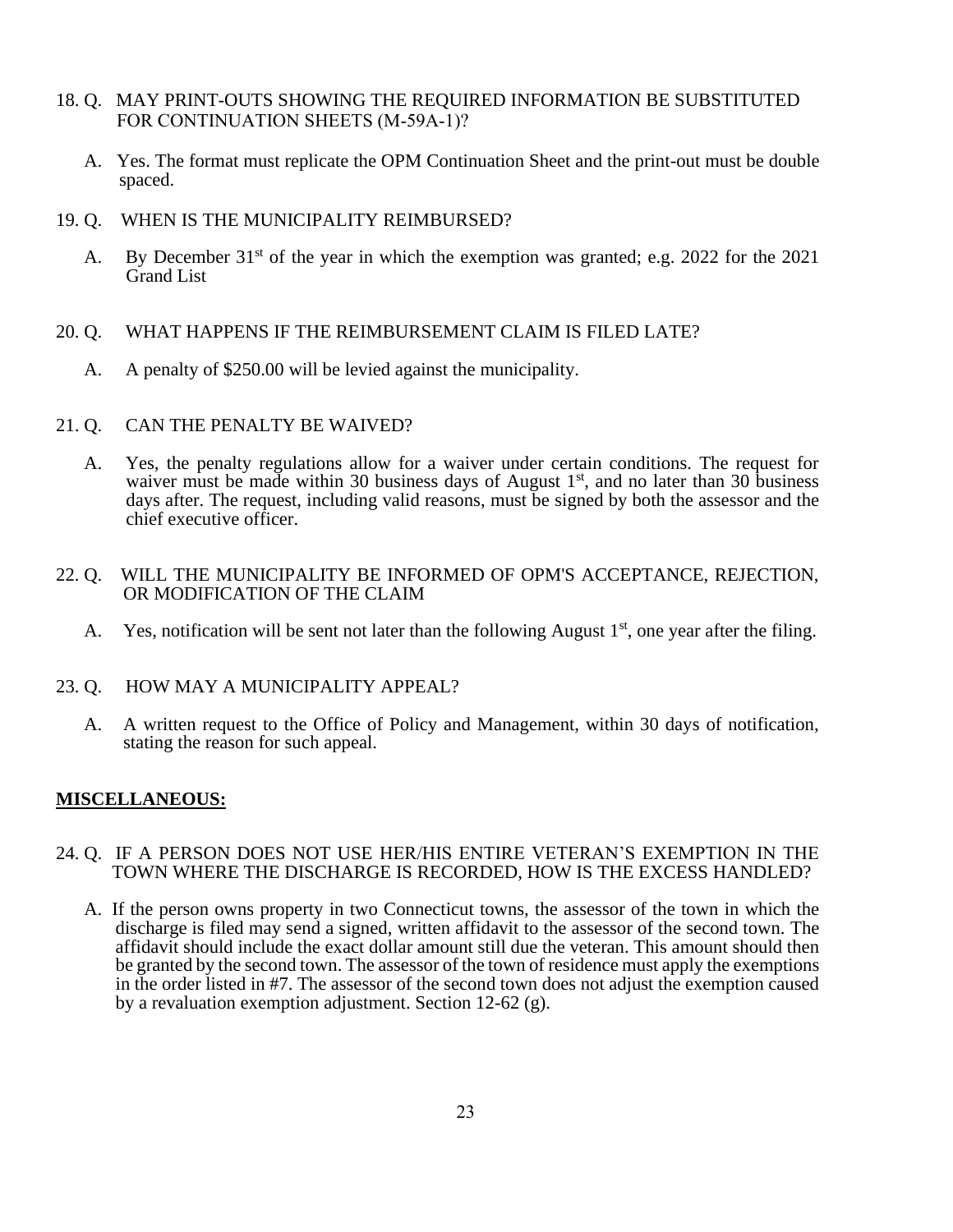18. Q. MAY PRINT-OUTS SHOWING THE REQUIRED INFORMATION BE SUBSTITUTED FOR CONTINUATION SHEETS (M-59A-1)?

    A. Yes. The format must replicate the OPM Continuation Sheet and the print-out must be double spaced.

19. Q. WHEN IS THE MUNICIPALITY REIMBURSED?

    A. By December 31st of the year in which the exemption was granted; e.g. 2022 for the 2021 Grand List

20. Q. WHAT HAPPENS IF THE REIMBURSEMENT CLAIM IS FILED LATE?

    A. A penalty of $250.00 will be levied against the municipality.

21. Q. CAN THE PENALTY BE WAIVED?

    A. Yes, the penalty regulations allow for a waiver under certain conditions. The request for waiver must be made within 30 business days of August 1st, and no later than 30 business days after. The request, including valid reasons, must be signed by both the assessor and the chief executive officer.

22. Q. WILL THE MUNICIPALITY BE INFORMED OF OPM'S ACCEPTANCE, REJECTION, OR MODIFICATION OF THE CLAIM

    A. Yes, notification will be sent not later than the following August 1st, one year after the filing.

23. Q. HOW MAY A MUNICIPALITY APPEAL?

    A. A written request to the Office of Policy and Management, within 30 days of notification, stating the reason for such appeal.

**MISCELLANEOUS:**

24. Q. IF A PERSON DOES NOT USE HER/HIS ENTIRE VETERAN'S EXEMPTION IN THE TOWN WHERE THE DISCHARGE IS RECORDED, HOW IS THE EXCESS HANDLED?

    A. If the person owns property in two Connecticut towns, the assessor of the town in which the discharge is filed may send a signed, written affidavit to the assessor of the second town. The affidavit should include the exact dollar amount still due the veteran. This amount should then be granted by the second town. The assessor of the town of residence must apply the exemptions in the order listed in #7. The assessor of the second town does not adjust the exemption caused by a revaluation exemption adjustment. Section 12-62 (g).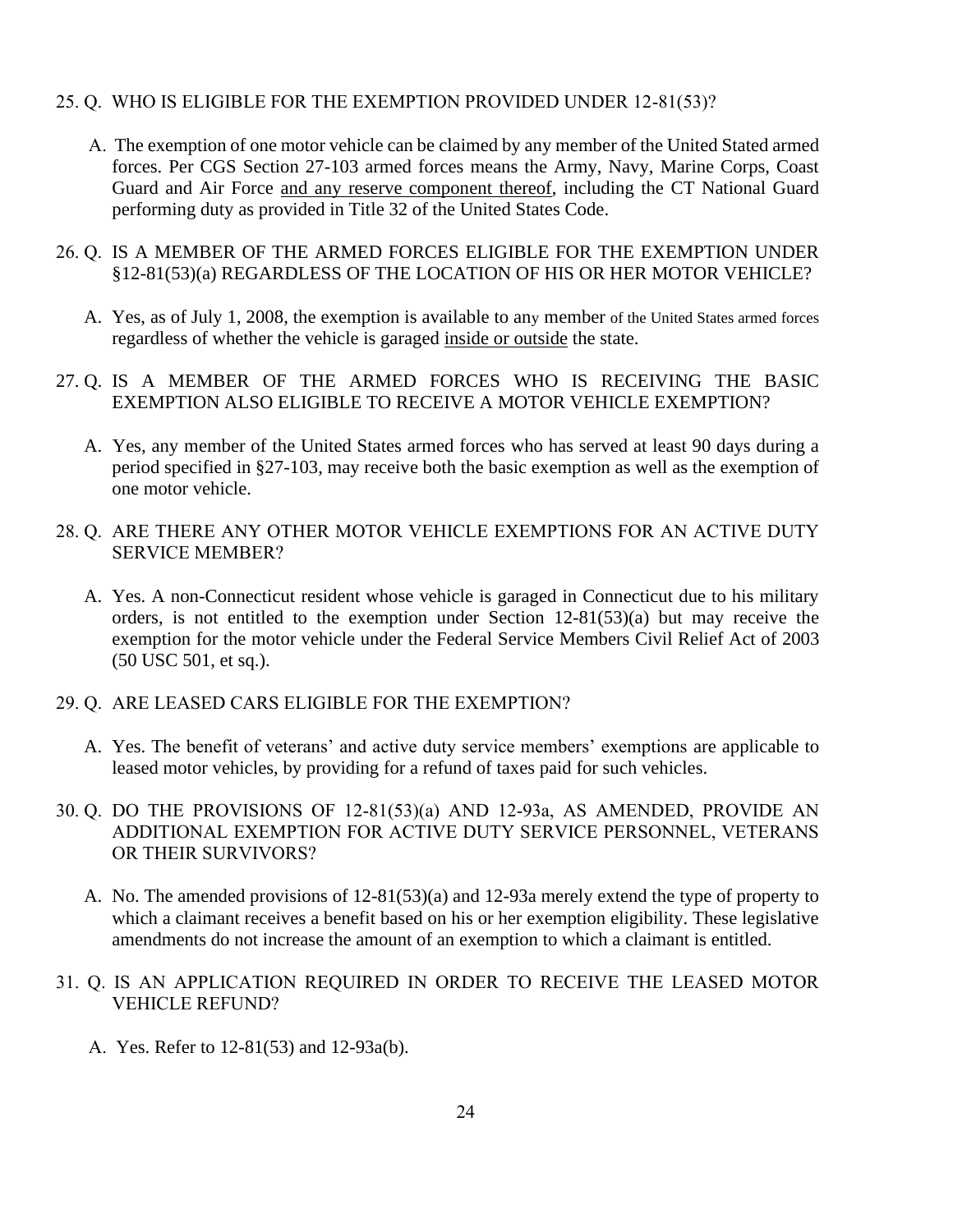25. Q. WHO IS ELIGIBLE FOR THE EXEMPTION PROVIDED UNDER 12-81(53)?

    A. The exemption of one motor vehicle can be claimed by any member of the United Stated armed forces. Per CGS Section 27-103 armed forces means the Army, Navy, Marine Corps, Coast Guard and Air Force <u>and any reserve component thereof</u>, including the CT National Guard performing duty as provided in Title 32 of the United States Code.

26. Q. IS A MEMBER OF THE ARMED FORCES ELIGIBLE FOR THE EXEMPTION UNDER §12-81(53)(a) REGARDLESS OF THE LOCATION OF HIS OR HER MOTOR VEHICLE?

    A. Yes, as of July 1, 2008, the exemption is available to any member of the United States armed forces regardless of whether the vehicle is garaged <u>inside or outside</u> the state.

27. Q. IS A MEMBER OF THE ARMED FORCES WHO IS RECEIVING THE BASIC EXEMPTION ALSO ELIGIBLE TO RECEIVE A MOTOR VEHICLE EXEMPTION?

    A. Yes, any member of the United States armed forces who has served at least 90 days during a period specified in §27-103, may receive both the basic exemption as well as the exemption of one motor vehicle.

28. Q. ARE THERE ANY OTHER MOTOR VEHICLE EXEMPTIONS FOR AN ACTIVE DUTY SERVICE MEMBER?

    A. Yes. A non-Connecticut resident whose vehicle is garaged in Connecticut due to his military orders, is not entitled to the exemption under Section 12-81(53)(a) but may receive the exemption for the motor vehicle under the Federal Service Members Civil Relief Act of 2003 (50 USC 501, et sq.).

29. Q. ARE LEASED CARS ELIGIBLE FOR THE EXEMPTION?

    A. Yes. The benefit of veterans' and active duty service members' exemptions are applicable to leased motor vehicles, by providing for a refund of taxes paid for such vehicles.

30. Q. DO THE PROVISIONS OF 12-81(53)(a) AND 12-93a, AS AMENDED, PROVIDE AN ADDITIONAL EXEMPTION FOR ACTIVE DUTY SERVICE PERSONNEL, VETERANS OR THEIR SURVIVORS?

    A. No. The amended provisions of 12-81(53)(a) and 12-93a merely extend the type of property to which a claimant receives a benefit based on his or her exemption eligibility. These legislative amendments do not increase the amount of an exemption to which a claimant is entitled.

31. Q. IS AN APPLICATION REQUIRED IN ORDER TO RECEIVE THE LEASED MOTOR VEHICLE REFUND?

    A. Yes. Refer to 12-81(53) and 12-93a(b).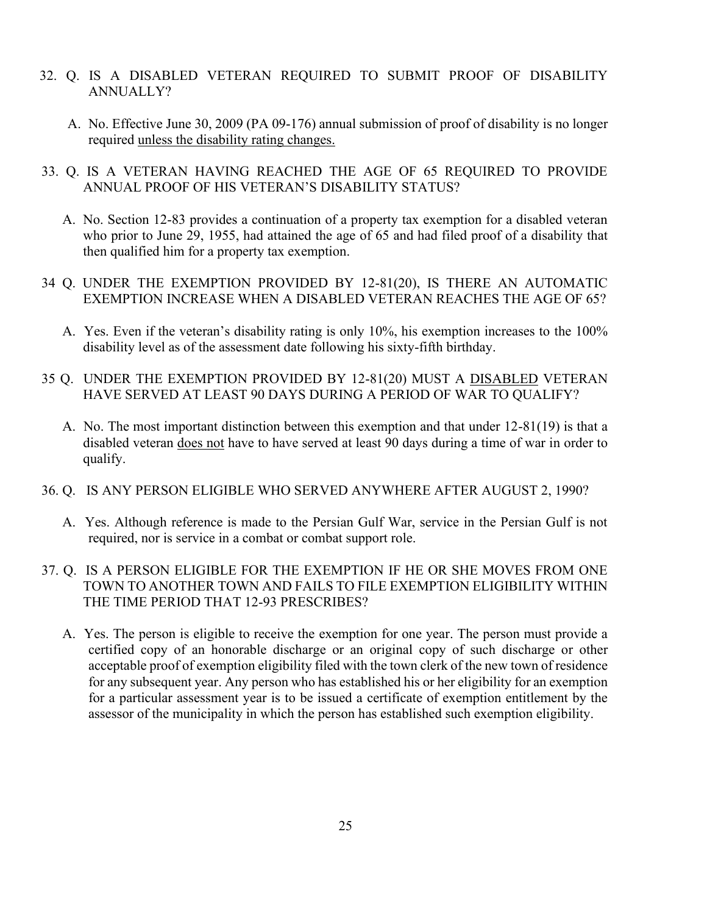32. Q. IS A DISABLED VETERAN REQUIRED TO SUBMIT PROOF OF DISABILITY ANNUALLY?

    A. No. Effective June 30, 2009 (PA 09-176) annual submission of proof of disability is no longer required <u>unless the disability rating changes.</u>

33. Q. IS A VETERAN HAVING REACHED THE AGE OF 65 REQUIRED TO PROVIDE ANNUAL PROOF OF HIS VETERAN'S DISABILITY STATUS?

    A. No. Section 12-83 provides a continuation of a property tax exemption for a disabled veteran who prior to June 29, 1955, had attained the age of 65 and had filed proof of a disability that then qualified him for a property tax exemption.

34 Q. UNDER THE EXEMPTION PROVIDED BY 12-81(20), IS THERE AN AUTOMATIC EXEMPTION INCREASE WHEN A DISABLED VETERAN REACHES THE AGE OF 65?

    A. Yes. Even if the veteran's disability rating is only 10%, his exemption increases to the 100% disability level as of the assessment date following his sixty-fifth birthday.

35 Q. UNDER THE EXEMPTION PROVIDED BY 12-81(20) MUST A <u>DISABLED</u> VETERAN HAVE SERVED AT LEAST 90 DAYS DURING A PERIOD OF WAR TO QUALIFY?

    A. No. The most important distinction between this exemption and that under 12-81(19) is that a disabled veteran <u>does not</u> have to have served at least 90 days during a time of war in order to qualify.

36. Q. IS ANY PERSON ELIGIBLE WHO SERVED ANYWHERE AFTER AUGUST 2, 1990?

    A. Yes. Although reference is made to the Persian Gulf War, service in the Persian Gulf is not required, nor is service in a combat or combat support role.

37. Q. IS A PERSON ELIGIBLE FOR THE EXEMPTION IF HE OR SHE MOVES FROM ONE TOWN TO ANOTHER TOWN AND FAILS TO FILE EXEMPTION ELIGIBILITY WITHIN THE TIME PERIOD THAT 12-93 PRESCRIBES?

    A. Yes. The person is eligible to receive the exemption for one year. The person must provide a certified copy of an honorable discharge or an original copy of such discharge or other acceptable proof of exemption eligibility filed with the town clerk of the new town of residence for any subsequent year. Any person who has established his or her eligibility for an exemption for a particular assessment year is to be issued a certificate of exemption entitlement by the assessor of the municipality in which the person has established such exemption eligibility.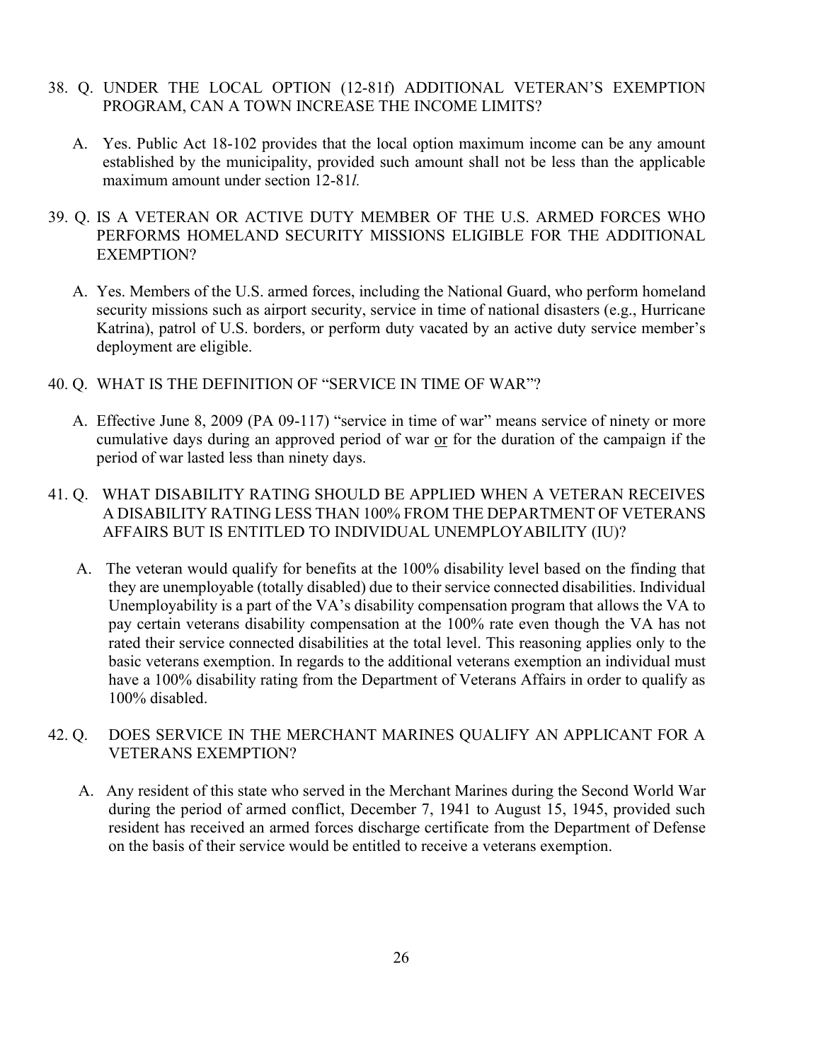38. Q. UNDER THE LOCAL OPTION (12-81f) ADDITIONAL VETERAN'S EXEMPTION PROGRAM, CAN A TOWN INCREASE THE INCOME LIMITS?

    A. Yes. Public Act 18-102 provides that the local option maximum income can be any amount established by the municipality, provided such amount shall not be less than the applicable maximum amount under section 12-81*l*.

39. Q. IS A VETERAN OR ACTIVE DUTY MEMBER OF THE U.S. ARMED FORCES WHO PERFORMS HOMELAND SECURITY MISSIONS ELIGIBLE FOR THE ADDITIONAL EXEMPTION?

    A. Yes. Members of the U.S. armed forces, including the National Guard, who perform homeland security missions such as airport security, service in time of national disasters (e.g., Hurricane Katrina), patrol of U.S. borders, or perform duty vacated by an active duty service member's deployment are eligible.

40. Q. WHAT IS THE DEFINITION OF "SERVICE IN TIME OF WAR"?

    A. Effective June 8, 2009 (PA 09-117) "service in time of war" means service of ninety or more cumulative days during an approved period of war <u>or</u> for the duration of the campaign if the period of war lasted less than ninety days.

41. Q. WHAT DISABILITY RATING SHOULD BE APPLIED WHEN A VETERAN RECEIVES A DISABILITY RATING LESS THAN 100% FROM THE DEPARTMENT OF VETERANS AFFAIRS BUT IS ENTITLED TO INDIVIDUAL UNEMPLOYABILITY (IU)?

    A. The veteran would qualify for benefits at the 100% disability level based on the finding that they are unemployable (totally disabled) due to their service connected disabilities. Individual Unemployability is a part of the VA's disability compensation program that allows the VA to pay certain veterans disability compensation at the 100% rate even though the VA has not rated their service connected disabilities at the total level. This reasoning applies only to the basic veterans exemption. In regards to the additional veterans exemption an individual must have a 100% disability rating from the Department of Veterans Affairs in order to qualify as 100% disabled.

42. Q. DOES SERVICE IN THE MERCHANT MARINES QUALIFY AN APPLICANT FOR A VETERANS EXEMPTION?

    A. Any resident of this state who served in the Merchant Marines during the Second World War during the period of armed conflict, December 7, 1941 to August 15, 1945, provided such resident has received an armed forces discharge certificate from the Department of Defense on the basis of their service would be entitled to receive a veterans exemption.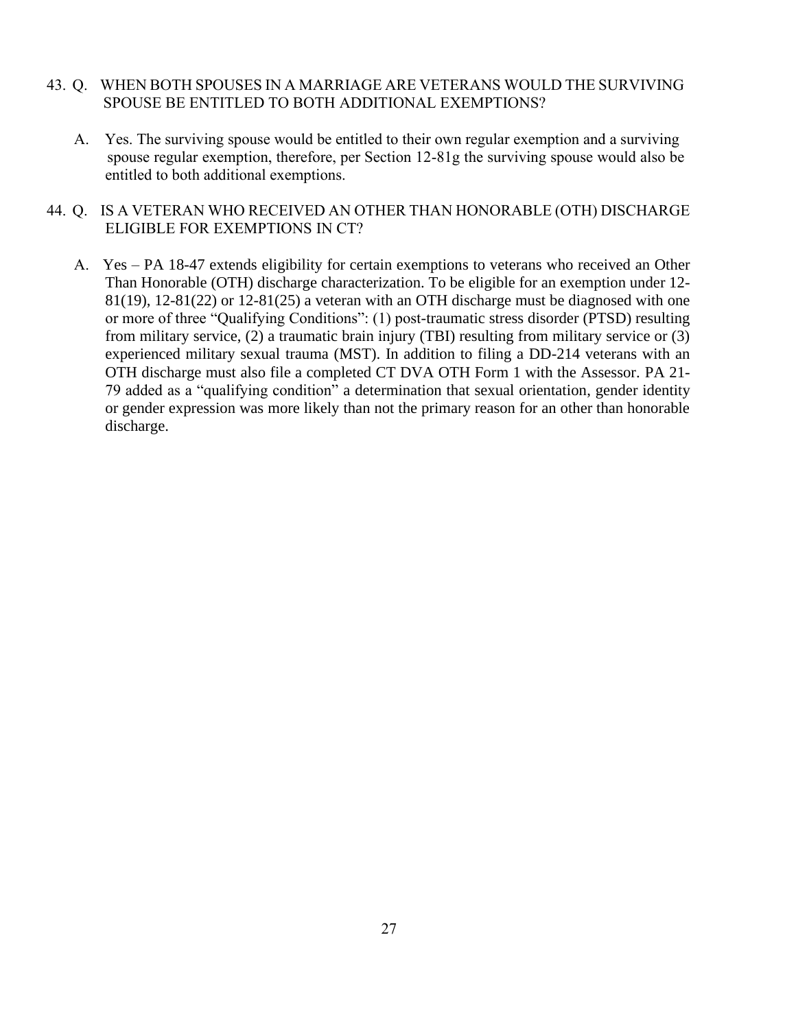43. Q. WHEN BOTH SPOUSES IN A MARRIAGE ARE VETERANS WOULD THE SURVIVING SPOUSE BE ENTITLED TO BOTH ADDITIONAL EXEMPTIONS?

    A. Yes. The surviving spouse would be entitled to their own regular exemption and a surviving spouse regular exemption, therefore, per Section 12-81g the surviving spouse would also be entitled to both additional exemptions.

44. Q. IS A VETERAN WHO RECEIVED AN OTHER THAN HONORABLE (OTH) DISCHARGE ELIGIBLE FOR EXEMPTIONS IN CT?

    A. Yes – PA 18-47 extends eligibility for certain exemptions to veterans who received an Other Than Honorable (OTH) discharge characterization. To be eligible for an exemption under 12-81(19), 12-81(22) or 12-81(25) a veteran with an OTH discharge must be diagnosed with one or more of three "Qualifying Conditions": (1) post-traumatic stress disorder (PTSD) resulting from military service, (2) a traumatic brain injury (TBI) resulting from military service or (3) experienced military sexual trauma (MST). In addition to filing a DD-214 veterans with an OTH discharge must also file a completed CT DVA OTH Form 1 with the Assessor. PA 21-79 added as a "qualifying condition" a determination that sexual orientation, gender identity or gender expression was more likely than not the primary reason for an other than honorable discharge.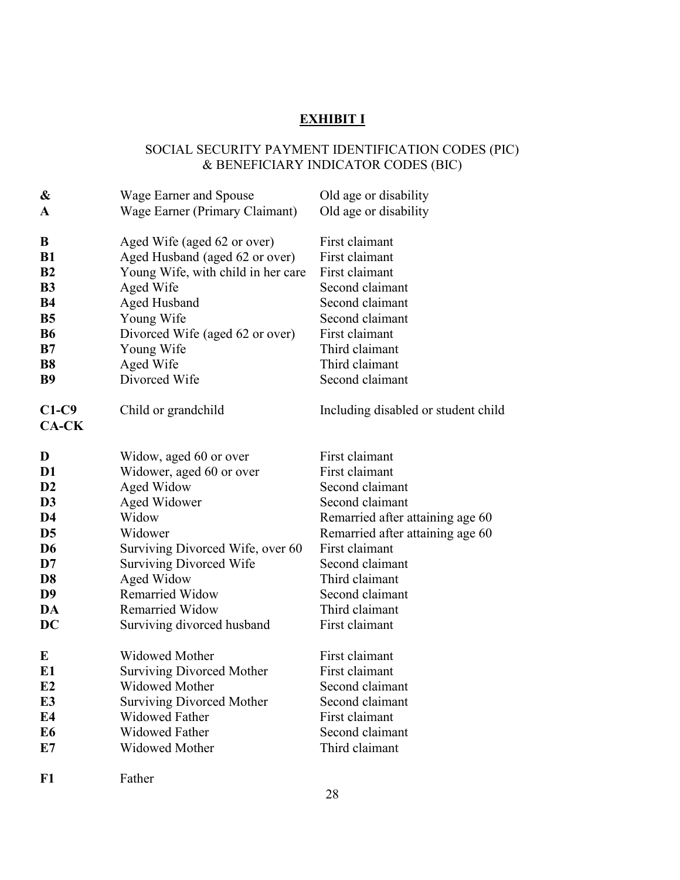## EXHIBIT I

SOCIAL SECURITY PAYMENT IDENTIFICATION CODES (PIC)
& BENEFICIARY INDICATOR CODES (BIC)

| | | |
|---|---|---|
| **&** | Wage Earner and Spouse | Old age or disability |
| **A** | Wage Earner (Primary Claimant) | Old age or disability |
| | | |
| **B** | Aged Wife (aged 62 or over) | First claimant |
| **B1** | Aged Husband (aged 62 or over) | First claimant |
| **B2** | Young Wife, with child in her care | First claimant |
| **B3** | Aged Wife | Second claimant |
| **B4** | Aged Husband | Second claimant |
| **B5** | Young Wife | Second claimant |
| **B6** | Divorced Wife (aged 62 or over) | First claimant |
| **B7** | Young Wife | Third claimant |
| **B8** | Aged Wife | Third claimant |
| **B9** | Divorced Wife | Second claimant |
| | | |
| **C1-C9** **CA-CK** | Child or grandchild | Including disabled or student child |
| | | |
| **D** | Widow, aged 60 or over | First claimant |
| **D1** | Widower, aged 60 or over | First claimant |
| **D2** | Aged Widow | Second claimant |
| **D3** | Aged Widower | Second claimant |
| **D4** | Widow | Remarried after attaining age 60 |
| **D5** | Widower | Remarried after attaining age 60 |
| **D6** | Surviving Divorced Wife, over 60 | First claimant |
| **D7** | Surviving Divorced Wife | Second claimant |
| **D8** | Aged Widow | Third claimant |
| **D9** | Remarried Widow | Second claimant |
| **DA** | Remarried Widow | Third claimant |
| **DC** | Surviving divorced husband | First claimant |
| | | |
| **E** | Widowed Mother | First claimant |
| **E1** | Surviving Divorced Mother | First claimant |
| **E2** | Widowed Mother | Second claimant |
| **E3** | Surviving Divorced Mother | Second claimant |
| **E4** | Widowed Father | First claimant |
| **E6** | Widowed Father | Second claimant |
| **E7** | Widowed Mother | Third claimant |
| | | |
| **F1** | Father | |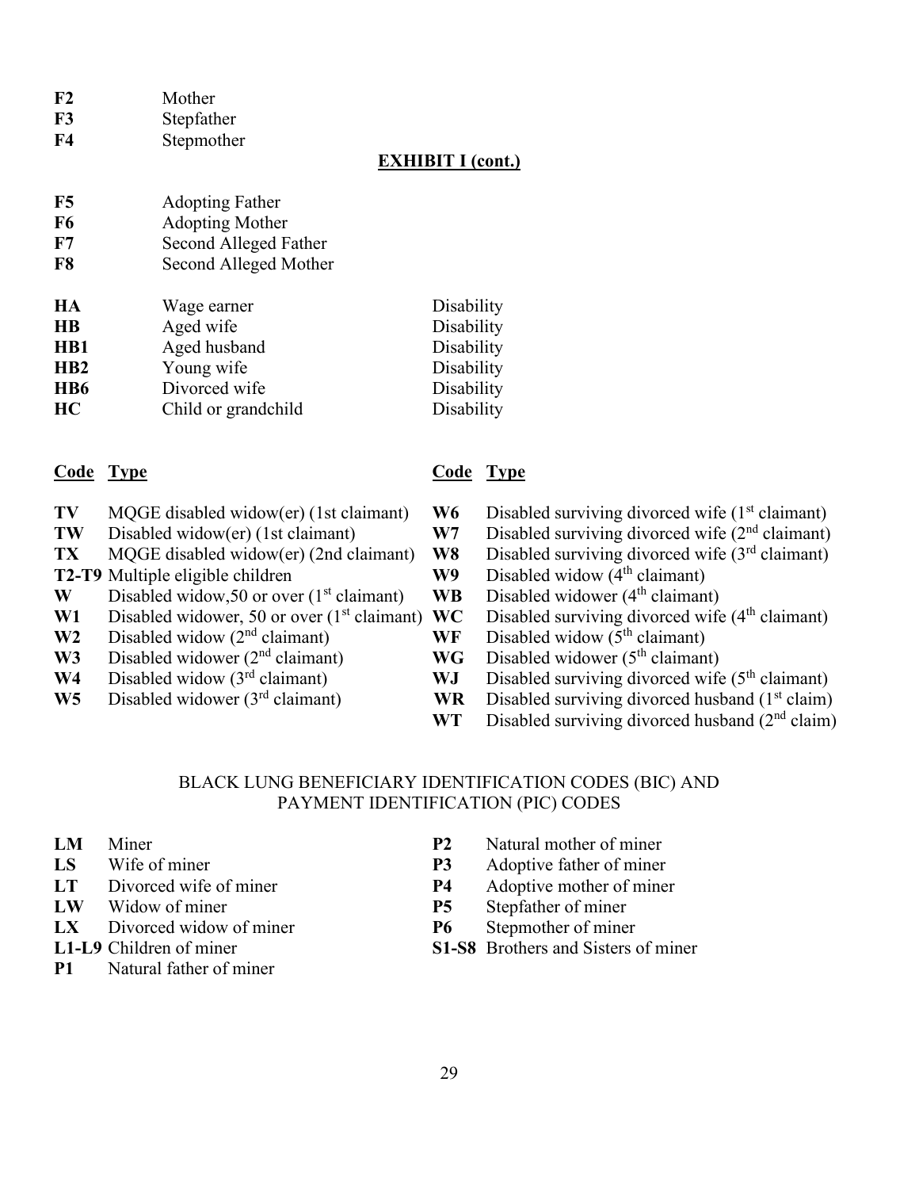**F2** Mother
**F3** Stepfather
**F4** Stepmother

**EXHIBIT I (cont.)**

**F5** Adopting Father
**F6** Adopting Mother
**F7** Second Alleged Father
**F8** Second Alleged Mother

| | | |
|---|---|---|
| **HA** | Wage earner | Disability |
| **HB** | Aged wife | Disability |
| **HB1** | Aged husband | Disability |
| **HB2** | Young wife | Disability |
| **HB6** | Divorced wife | Disability |
| **HC** | Child or grandchild | Disability |

| Code | Type |
|---|---|
| **TV** | MQGE disabled widow(er) (1st claimant) |
| **TW** | Disabled widow(er) (1st claimant) |
| **TX** | MQGE disabled widow(er) (2nd claimant) |
| **T2-T9** | Multiple eligible children |
| **W** | Disabled widow,50 or over (1st claimant) |
| **W1** | Disabled widower, 50 or over (1st claimant) |
| **W2** | Disabled widow (2nd claimant) |
| **W3** | Disabled widower (2nd claimant) |
| **W4** | Disabled widow (3rd claimant) |
| **W5** | Disabled widower (3rd claimant) |
| **W6** | Disabled surviving divorced wife (1st claimant) |
| **W7** | Disabled surviving divorced wife (2nd claimant) |
| **W8** | Disabled surviving divorced wife (3rd claimant) |
| **W9** | Disabled widow (4th claimant) |
| **WB** | Disabled widower (4th claimant) |
| **WC** | Disabled surviving divorced wife (4th claimant) |
| **WF** | Disabled widow (5th claimant) |
| **WG** | Disabled widower (5th claimant) |
| **WJ** | Disabled surviving divorced wife (5th claimant) |
| **WR** | Disabled surviving divorced husband (1st claim) |
| **WT** | Disabled surviving divorced husband (2nd claim) |

BLACK LUNG BENEFICIARY IDENTIFICATION CODES (BIC) AND PAYMENT IDENTIFICATION (PIC) CODES

**LM** Miner
**LS** Wife of miner
**LT** Divorced wife of miner
**LW** Widow of miner
**LX** Divorced widow of miner
**L1-L9** Children of miner
**P1** Natural father of miner
**P2** Natural mother of miner
**P3** Adoptive father of miner
**P4** Adoptive mother of miner
**P5** Stepfather of miner
**P6** Stepmother of miner
**S1-S8** Brothers and Sisters of miner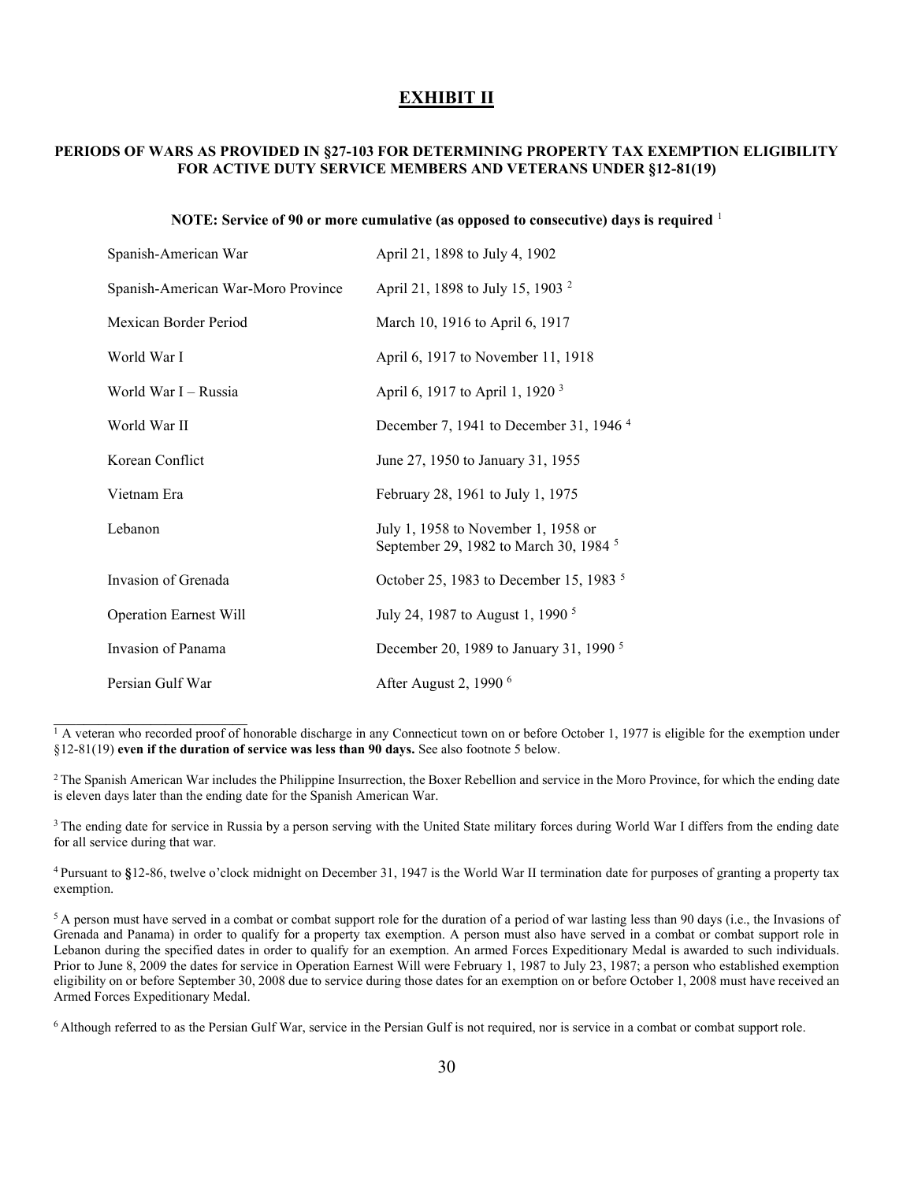# EXHIBIT II

**PERIODS OF WARS AS PROVIDED IN §27-103 FOR DETERMINING PROPERTY TAX EXEMPTION ELIGIBILITY FOR ACTIVE DUTY SERVICE MEMBERS AND VETERANS UNDER §12-81(19)**

**NOTE: Service of 90 or more cumulative (as opposed to consecutive) days is required** [1]

| | |
|---|---|
| Spanish-American War | April 21, 1898 to July 4, 1902 |
| Spanish-American War-Moro Province | April 21, 1898 to July 15, 1903 [2] |
| Mexican Border Period | March 10, 1916 to April 6, 1917 |
| World War I | April 6, 1917 to November 11, 1918 |
| World War I – Russia | April 6, 1917 to April 1, 1920 [3] |
| World War II | December 7, 1941 to December 31, 1946 [4] |
| Korean Conflict | June 27, 1950 to January 31, 1955 |
| Vietnam Era | February 28, 1961 to July 1, 1975 |
| Lebanon | July 1, 1958 to November 1, 1958 or September 29, 1982 to March 30, 1984 [5] |
| Invasion of Grenada | October 25, 1983 to December 15, 1983 [5] |
| Operation Earnest Will | July 24, 1987 to August 1, 1990 [5] |
| Invasion of Panama | December 20, 1989 to January 31, 1990 [5] |
| Persian Gulf War | After August 2, 1990 [6] |

[1] A veteran who recorded proof of honorable discharge in any Connecticut town on or before October 1, 1977 is eligible for the exemption under §12-81(19) **even if the duration of service was less than 90 days.** See also footnote 5 below.

[2] The Spanish American War includes the Philippine Insurrection, the Boxer Rebellion and service in the Moro Province, for which the ending date is eleven days later than the ending date for the Spanish American War.

[3] The ending date for service in Russia by a person serving with the United State military forces during World War I differs from the ending date for all service during that war.

[4] Pursuant to §12-86, twelve o'clock midnight on December 31, 1947 is the World War II termination date for purposes of granting a property tax exemption.

[5] A person must have served in a combat or combat support role for the duration of a period of war lasting less than 90 days (i.e., the Invasions of Grenada and Panama) in order to qualify for a property tax exemption. A person must also have served in a combat or combat support role in Lebanon during the specified dates in order to qualify for an exemption. An armed Forces Expeditionary Medal is awarded to such individuals. Prior to June 8, 2009 the dates for service in Operation Earnest Will were February 1, 1987 to July 23, 1987; a person who established exemption eligibility on or before September 30, 2008 due to service during those dates for an exemption on or before October 1, 2008 must have received an Armed Forces Expeditionary Medal.

[6] Although referred to as the Persian Gulf War, service in the Persian Gulf is not required, nor is service in a combat or combat support role.